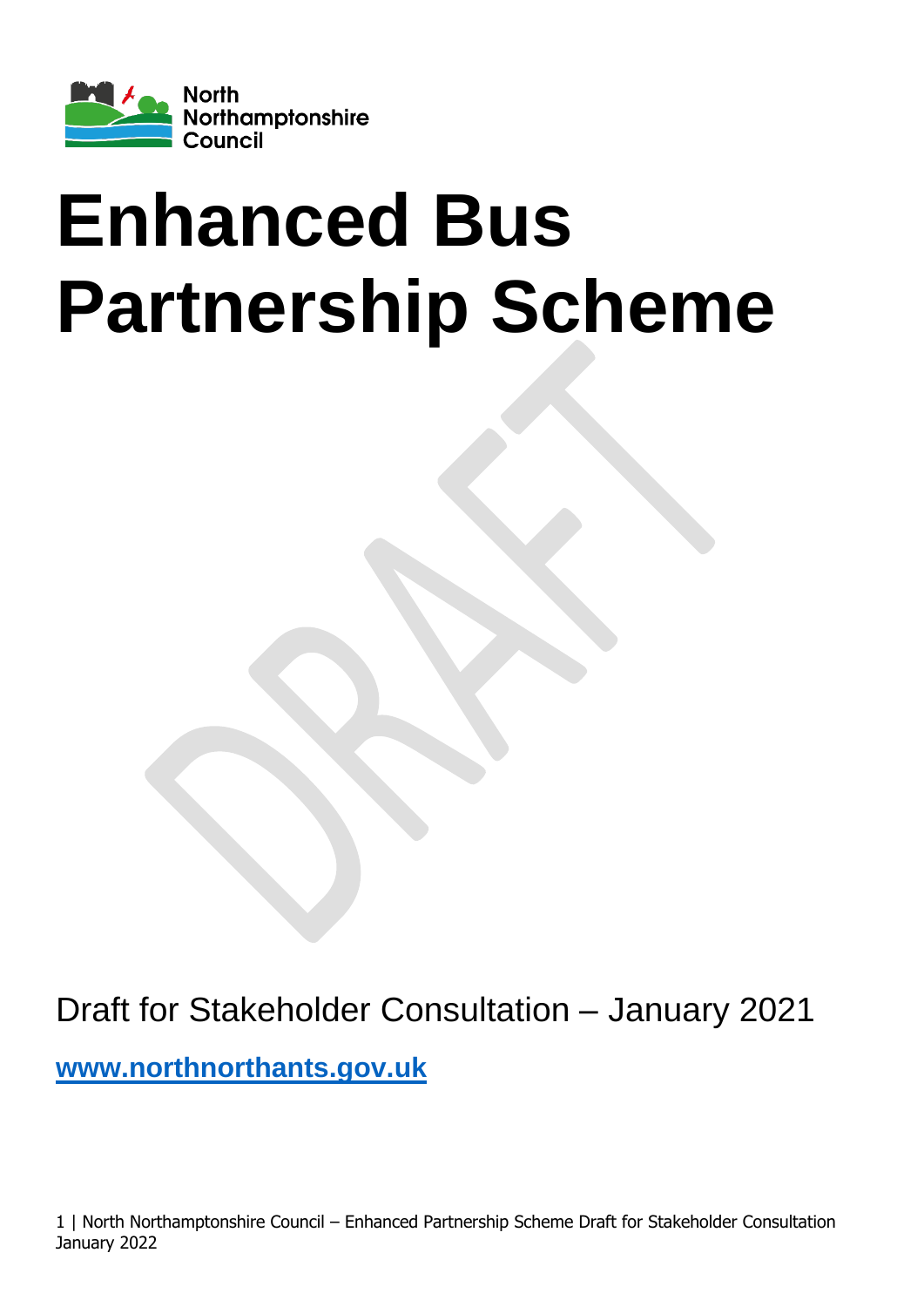North Northamptonshire Council

# Enhanced Bus Partnership Scheme

Draft for Stakeholder Consultation – January 2021

**www.northnorthants.gov.uk**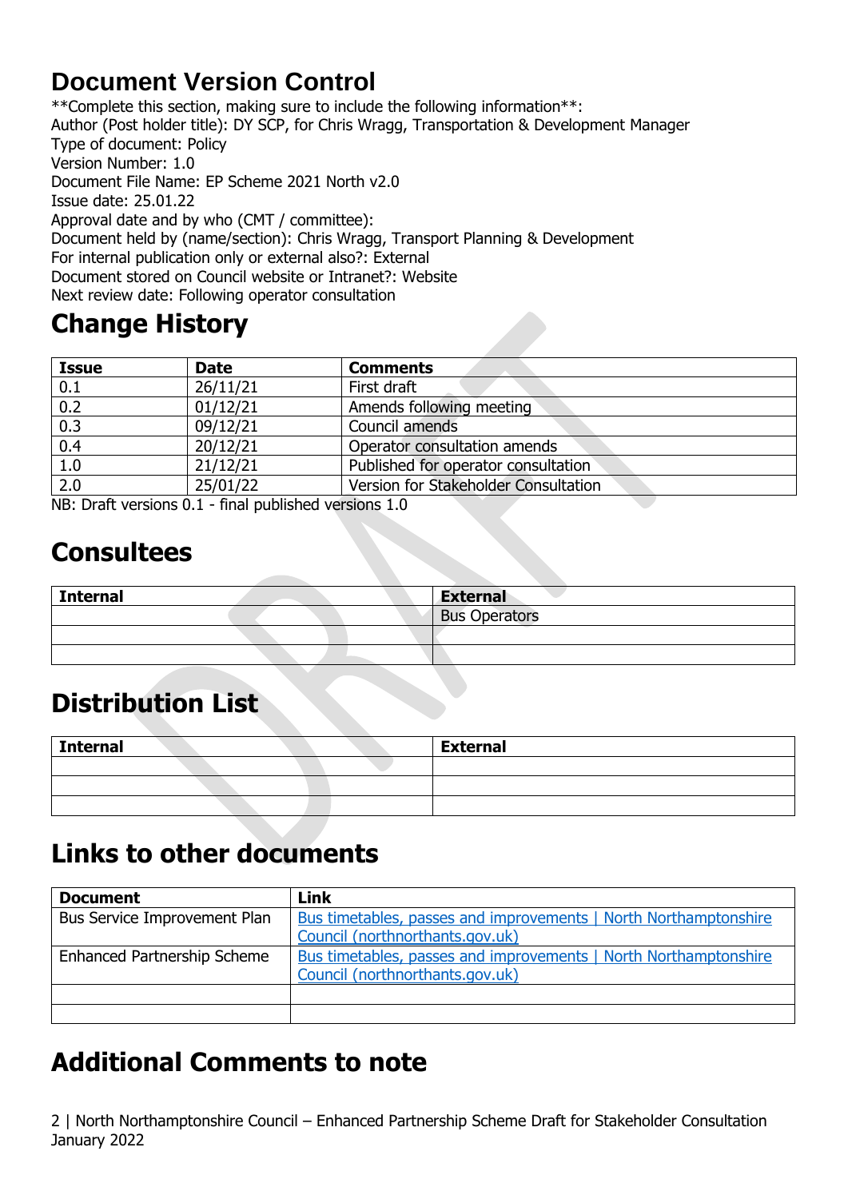## Document Version Control

**Complete this section, making sure to include the following information**:
Author (Post holder title): DY SCP, for Chris Wragg, Transportation & Development Manager
Type of document: Policy
Version Number: 1.0
Document File Name: EP Scheme 2021 North v2.0
Issue date: 25.01.22
Approval date and by who (CMT / committee):
Document held by (name/section): Chris Wragg, Transport Planning & Development
For internal publication only or external also?: External
Document stored on Council website or Intranet?: Website
Next review date: Following operator consultation

## Change History

| Issue | Date | Comments |
|---|---|---|
| 0.1 | 26/11/21 | First draft |
| 0.2 | 01/12/21 | Amends following meeting |
| 0.3 | 09/12/21 | Council amends |
| 0.4 | 20/12/21 | Operator consultation amends |
| 1.0 | 21/12/21 | Published for operator consultation |
| 2.0 | 25/01/22 | Version for Stakeholder Consultation |

NB: Draft versions 0.1 - final published versions 1.0

## Consultees

| Internal | External |
|---|---|
| | Bus Operators |
| | |
| | |

## Distribution List

| Internal | External |
|---|---|
| | |
| | |
| | |

## Links to other documents

| Document | Link |
|---|---|
| Bus Service Improvement Plan | Bus timetables, passes and improvements \| North Northamptonshire Council (northnorthants.gov.uk) |
| Enhanced Partnership Scheme | Bus timetables, passes and improvements \| North Northamptonshire Council (northnorthants.gov.uk) |
| | |
| | |

## Additional Comments to note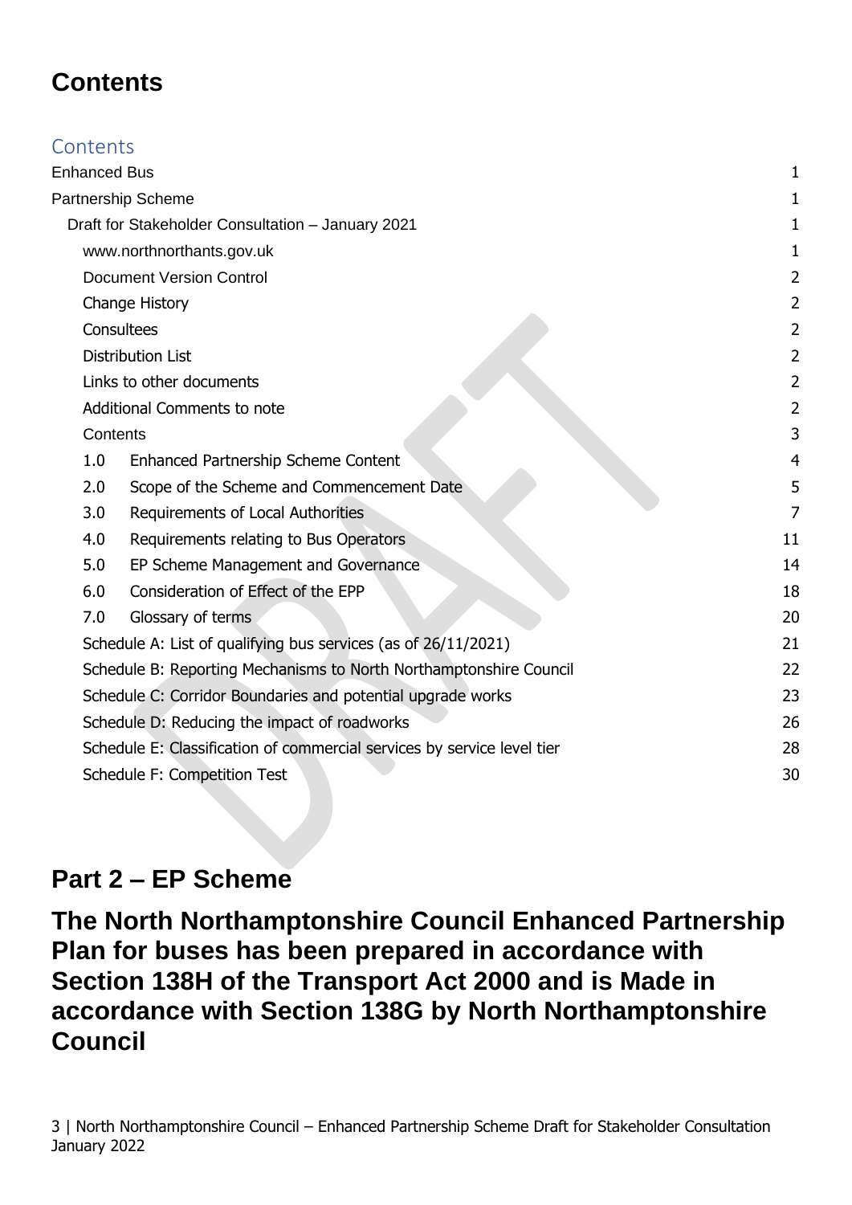# Contents

## Contents

| | |
|---|---|
| Enhanced Bus | 1 |
| Partnership Scheme | 1 |
| Draft for Stakeholder Consultation – January 2021 | 1 |
| www.northnorthants.gov.uk | 1 |
| Document Version Control | 2 |
| Change History | 2 |
| Consultees | 2 |
| Distribution List | 2 |
| Links to other documents | 2 |
| Additional Comments to note | 2 |
| Contents | 3 |
| 1.0 Enhanced Partnership Scheme Content | 4 |
| 2.0 Scope of the Scheme and Commencement Date | 5 |
| 3.0 Requirements of Local Authorities | 7 |
| 4.0 Requirements relating to Bus Operators | 11 |
| 5.0 EP Scheme Management and Governance | 14 |
| 6.0 Consideration of Effect of the EPP | 18 |
| 7.0 Glossary of terms | 20 |
| Schedule A: List of qualifying bus services (as of 26/11/2021) | 21 |
| Schedule B: Reporting Mechanisms to North Northamptonshire Council | 22 |
| Schedule C: Corridor Boundaries and potential upgrade works | 23 |
| Schedule D: Reducing the impact of roadworks | 26 |
| Schedule E: Classification of commercial services by service level tier | 28 |
| Schedule F: Competition Test | 30 |

# Part 2 – EP Scheme

# The North Northamptonshire Council Enhanced Partnership Plan for buses has been prepared in accordance with Section 138H of the Transport Act 2000 and is Made in accordance with Section 138G by North Northamptonshire Council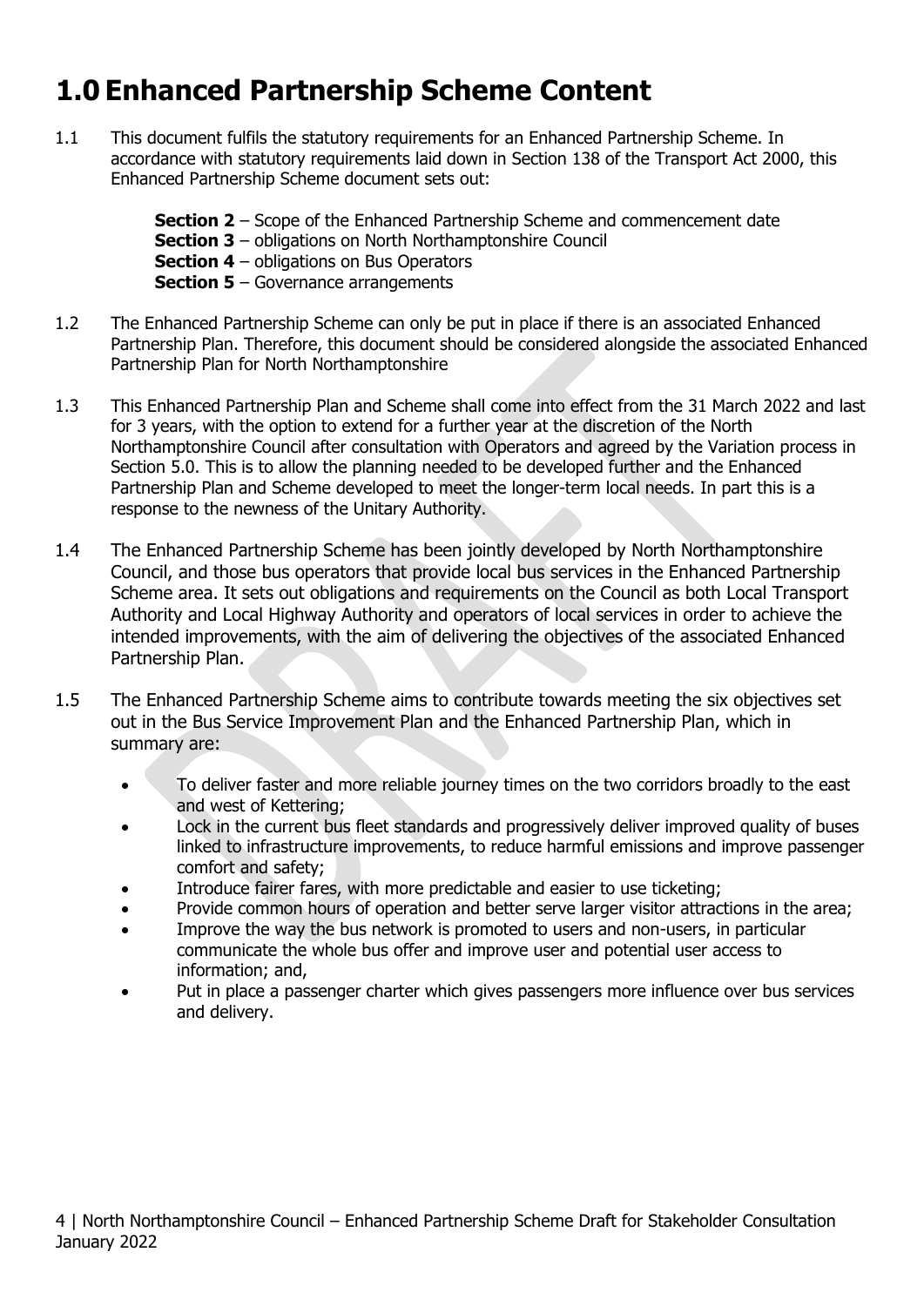# 1.0 Enhanced Partnership Scheme Content

1.1 This document fulfils the statutory requirements for an Enhanced Partnership Scheme. In accordance with statutory requirements laid down in Section 138 of the Transport Act 2000, this Enhanced Partnership Scheme document sets out:

**Section 2** – Scope of the Enhanced Partnership Scheme and commencement date
**Section 3** – obligations on North Northamptonshire Council
**Section 4** – obligations on Bus Operators
**Section 5** – Governance arrangements

1.2 The Enhanced Partnership Scheme can only be put in place if there is an associated Enhanced Partnership Plan. Therefore, this document should be considered alongside the associated Enhanced Partnership Plan for North Northamptonshire

1.3 This Enhanced Partnership Plan and Scheme shall come into effect from the 31 March 2022 and last for 3 years, with the option to extend for a further year at the discretion of the North Northamptonshire Council after consultation with Operators and agreed by the Variation process in Section 5.0. This is to allow the planning needed to be developed further and the Enhanced Partnership Plan and Scheme developed to meet the longer-term local needs. In part this is a response to the newness of the Unitary Authority.

1.4 The Enhanced Partnership Scheme has been jointly developed by North Northamptonshire Council, and those bus operators that provide local bus services in the Enhanced Partnership Scheme area. It sets out obligations and requirements on the Council as both Local Transport Authority and Local Highway Authority and operators of local services in order to achieve the intended improvements, with the aim of delivering the objectives of the associated Enhanced Partnership Plan.

1.5 The Enhanced Partnership Scheme aims to contribute towards meeting the six objectives set out in the Bus Service Improvement Plan and the Enhanced Partnership Plan, which in summary are:

- To deliver faster and more reliable journey times on the two corridors broadly to the east and west of Kettering;
- Lock in the current bus fleet standards and progressively deliver improved quality of buses linked to infrastructure improvements, to reduce harmful emissions and improve passenger comfort and safety;
- Introduce fairer fares, with more predictable and easier to use ticketing;
- Provide common hours of operation and better serve larger visitor attractions in the area;
- Improve the way the bus network is promoted to users and non-users, in particular communicate the whole bus offer and improve user and potential user access to information; and,
- Put in place a passenger charter which gives passengers more influence over bus services and delivery.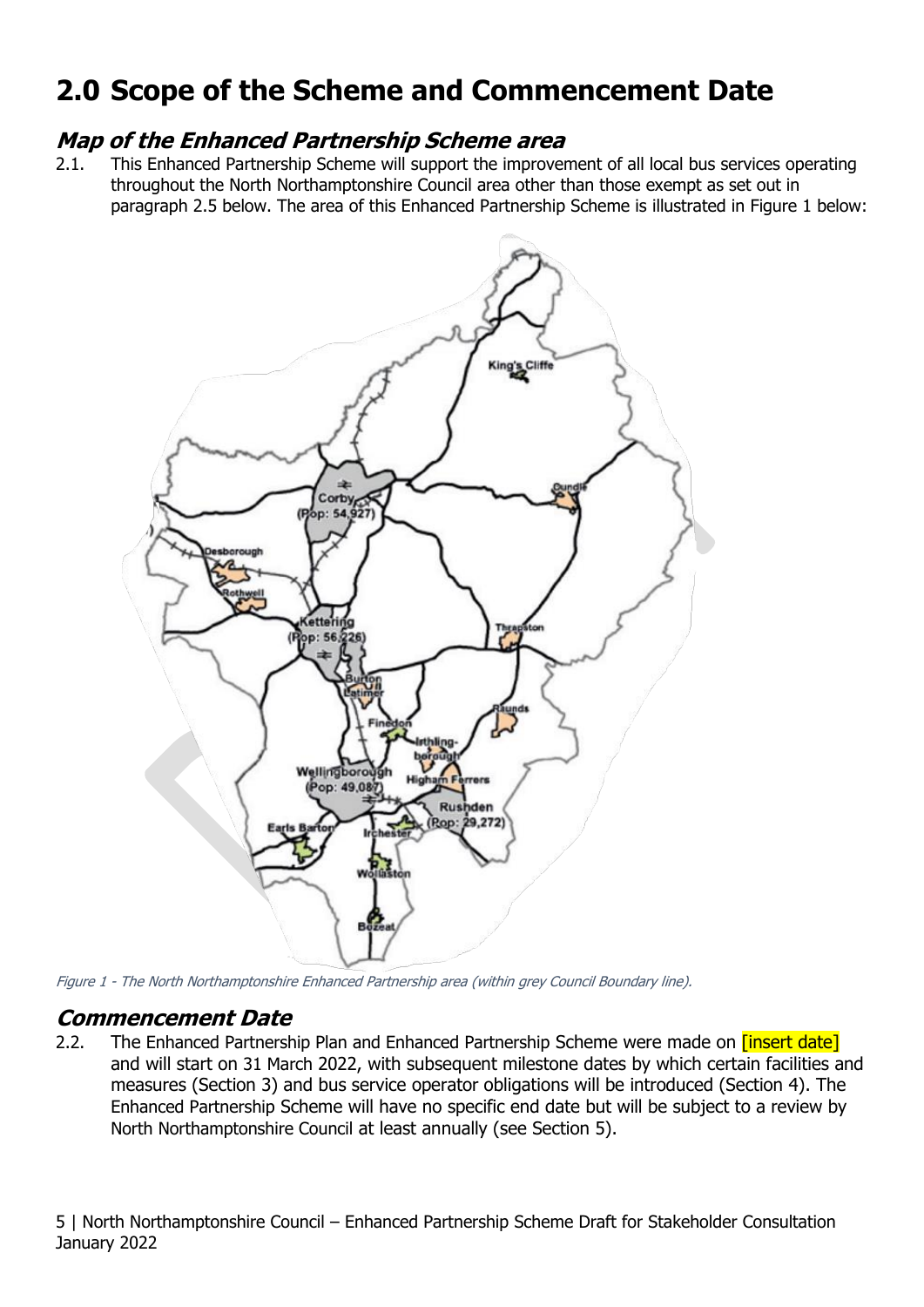# 2.0 Scope of the Scheme and Commencement Date

## Map of the Enhanced Partnership Scheme area

2.1. This Enhanced Partnership Scheme will support the improvement of all local bus services operating throughout the North Northamptonshire Council area other than those exempt as set out in paragraph 2.5 below. The area of this Enhanced Partnership Scheme is illustrated in Figure 1 below:

*Figure 1 - The North Northamptonshire Enhanced Partnership area (within grey Council Boundary line).*

## Commencement Date

2.2. The Enhanced Partnership Plan and Enhanced Partnership Scheme were made on [insert date] and will start on 31 March 2022, with subsequent milestone dates by which certain facilities and measures (Section 3) and bus service operator obligations will be introduced (Section 4). The Enhanced Partnership Scheme will have no specific end date but will be subject to a review by North Northamptonshire Council at least annually (see Section 5).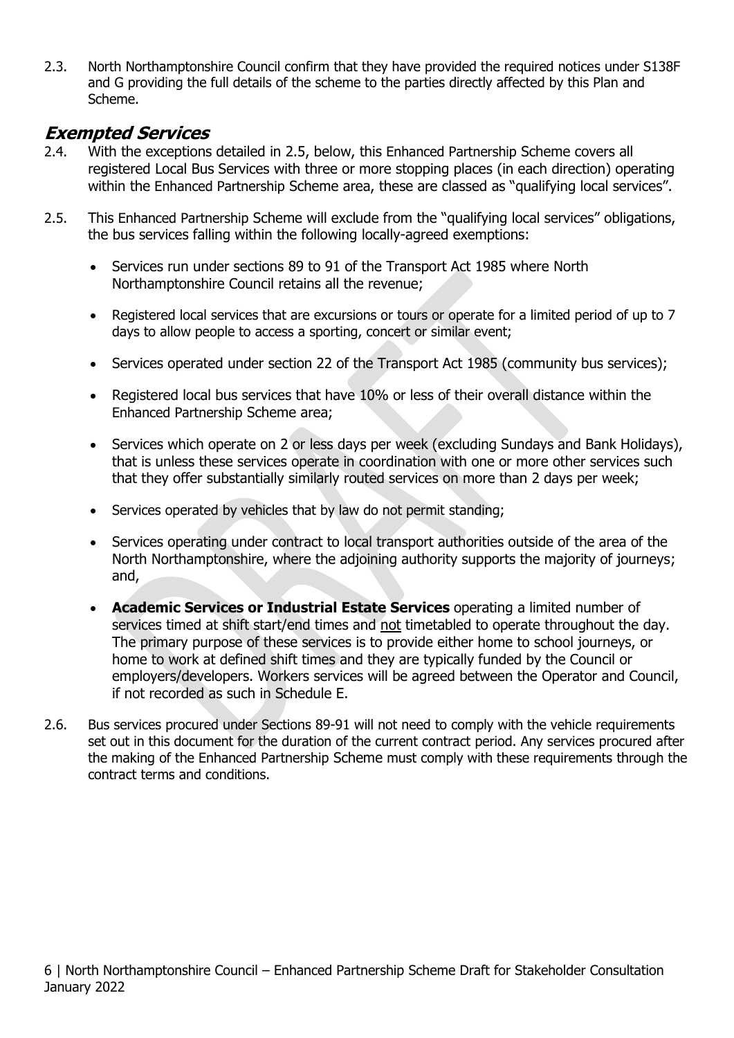2.3. North Northamptonshire Council confirm that they have provided the required notices under S138F and G providing the full details of the scheme to the parties directly affected by this Plan and Scheme.

## ***Exempted Services***

2.4. With the exceptions detailed in 2.5, below, this Enhanced Partnership Scheme covers all registered Local Bus Services with three or more stopping places (in each direction) operating within the Enhanced Partnership Scheme area, these are classed as "qualifying local services".

2.5. This Enhanced Partnership Scheme will exclude from the "qualifying local services" obligations, the bus services falling within the following locally-agreed exemptions:

- Services run under sections 89 to 91 of the Transport Act 1985 where North Northamptonshire Council retains all the revenue;
- Registered local services that are excursions or tours or operate for a limited period of up to 7 days to allow people to access a sporting, concert or similar event;
- Services operated under section 22 of the Transport Act 1985 (community bus services);
- Registered local bus services that have 10% or less of their overall distance within the Enhanced Partnership Scheme area;
- Services which operate on 2 or less days per week (excluding Sundays and Bank Holidays), that is unless these services operate in coordination with one or more other services such that they offer substantially similarly routed services on more than 2 days per week;
- Services operated by vehicles that by law do not permit standing;
- Services operating under contract to local transport authorities outside of the area of the North Northamptonshire, where the adjoining authority supports the majority of journeys; and,
- **Academic Services or Industrial Estate Services** operating a limited number of services timed at shift start/end times and not timetabled to operate throughout the day. The primary purpose of these services is to provide either home to school journeys, or home to work at defined shift times and they are typically funded by the Council or employers/developers. Workers services will be agreed between the Operator and Council, if not recorded as such in Schedule E.

2.6. Bus services procured under Sections 89-91 will not need to comply with the vehicle requirements set out in this document for the duration of the current contract period. Any services procured after the making of the Enhanced Partnership Scheme must comply with these requirements through the contract terms and conditions.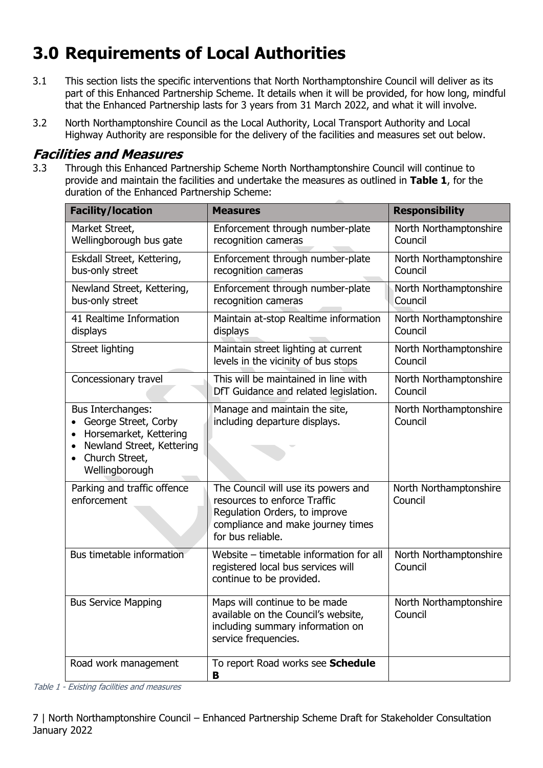# 3.0 Requirements of Local Authorities

3.1 This section lists the specific interventions that North Northamptonshire Council will deliver as its part of this Enhanced Partnership Scheme. It details when it will be provided, for how long, mindful that the Enhanced Partnership lasts for 3 years from 31 March 2022, and what it will involve.

3.2 North Northamptonshire Council as the Local Authority, Local Transport Authority and Local Highway Authority are responsible for the delivery of the facilities and measures set out below.

## *Facilities and Measures*

3.3 Through this Enhanced Partnership Scheme North Northamptonshire Council will continue to provide and maintain the facilities and undertake the measures as outlined in **Table 1**, for the duration of the Enhanced Partnership Scheme:

| Facility/location | Measures | Responsibility |
|---|---|---|
| Market Street, Wellingborough bus gate | Enforcement through number-plate recognition cameras | North Northamptonshire Council |
| Eskdall Street, Kettering, bus-only street | Enforcement through number-plate recognition cameras | North Northamptonshire Council |
| Newland Street, Kettering, bus-only street | Enforcement through number-plate recognition cameras | North Northamptonshire Council |
| 41 Realtime Information displays | Maintain at-stop Realtime information displays | North Northamptonshire Council |
| Street lighting | Maintain street lighting at current levels in the vicinity of bus stops | North Northamptonshire Council |
| Concessionary travel | This will be maintained in line with DfT Guidance and related legislation. | North Northamptonshire Council |
| Bus Interchanges:<br>• George Street, Corby<br>• Horsemarket, Kettering<br>• Newland Street, Kettering<br>• Church Street, Wellingborough | Manage and maintain the site, including departure displays. | North Northamptonshire Council |
| Parking and traffic offence enforcement | The Council will use its powers and resources to enforce Traffic Regulation Orders, to improve compliance and make journey times for bus reliable. | North Northamptonshire Council |
| Bus timetable information | Website – timetable information for all registered local bus services will continue to be provided. | North Northamptonshire Council |
| Bus Service Mapping | Maps will continue to be made available on the Council's website, including summary information on service frequencies. | North Northamptonshire Council |
| Road work management | To report Road works see **Schedule B** | |

*Table 1 - Existing facilities and measures*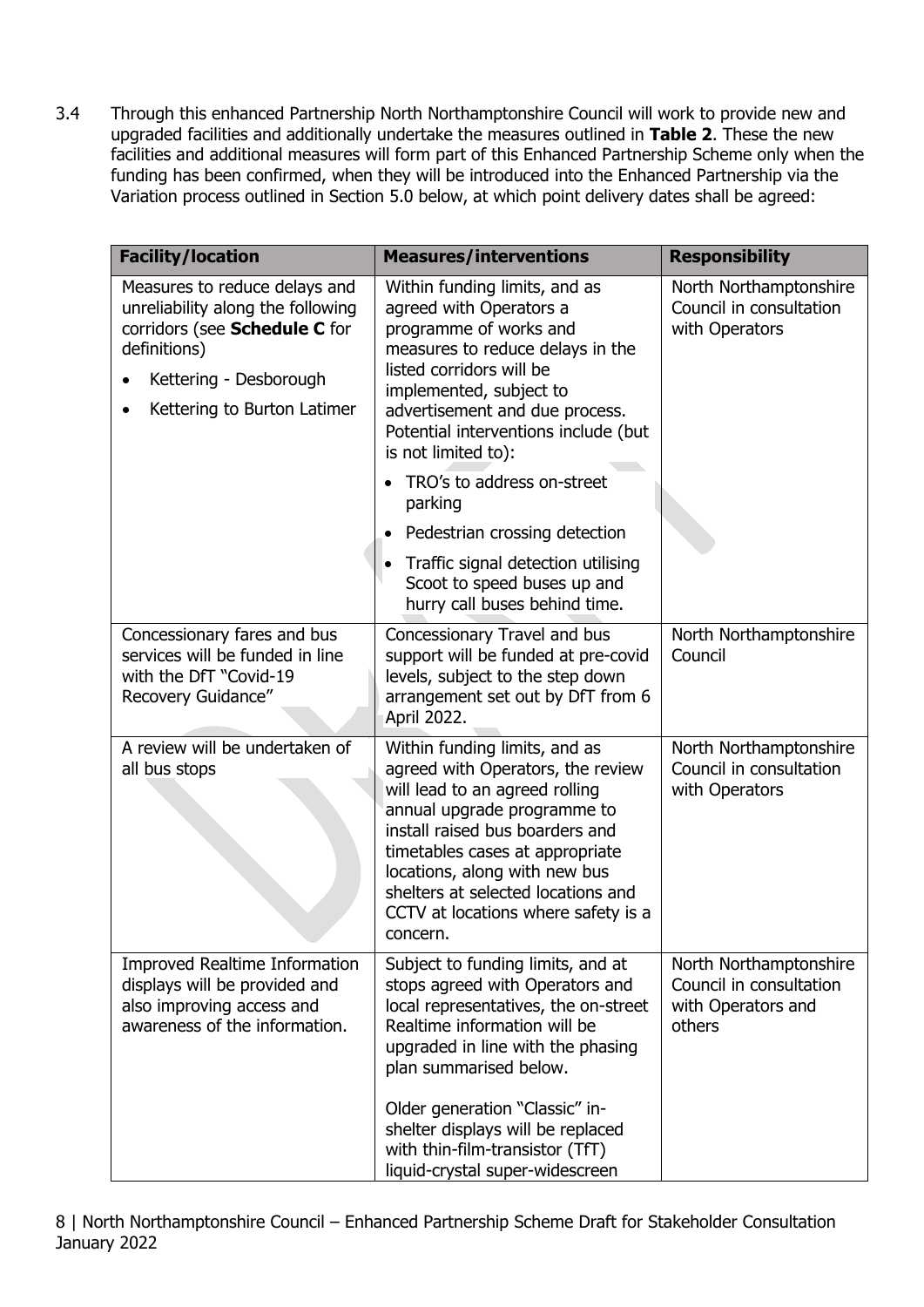3.4 Through this enhanced Partnership North Northamptonshire Council will work to provide new and upgraded facilities and additionally undertake the measures outlined in **Table 2**. These the new facilities and additional measures will form part of this Enhanced Partnership Scheme only when the funding has been confirmed, when they will be introduced into the Enhanced Partnership via the Variation process outlined in Section 5.0 below, at which point delivery dates shall be agreed:

| Facility/location | Measures/interventions | Responsibility |
|---|---|---|
| Measures to reduce delays and unreliability along the following corridors (see **Schedule C** for definitions)<br>• Kettering - Desborough<br>• Kettering to Burton Latimer | Within funding limits, and as agreed with Operators a programme of works and measures to reduce delays in the listed corridors will be implemented, subject to advertisement and due process. Potential interventions include (but is not limited to):<br>• TRO's to address on-street parking<br>• Pedestrian crossing detection<br>• Traffic signal detection utilising Scoot to speed buses up and hurry call buses behind time. | North Northamptonshire Council in consultation with Operators |
| Concessionary fares and bus services will be funded in line with the DfT "Covid-19 Recovery Guidance" | Concessionary Travel and bus support will be funded at pre-covid levels, subject to the step down arrangement set out by DfT from 6 April 2022. | North Northamptonshire Council |
| A review will be undertaken of all bus stops | Within funding limits, and as agreed with Operators, the review will lead to an agreed rolling annual upgrade programme to install raised bus boarders and timetables cases at appropriate locations, along with new bus shelters at selected locations and CCTV at locations where safety is a concern. | North Northamptonshire Council in consultation with Operators |
| Improved Realtime Information displays will be provided and also improving access and awareness of the information. | Subject to funding limits, and at stops agreed with Operators and local representatives, the on-street Realtime information will be upgraded in line with the phasing plan summarised below.<br><br>Older generation "Classic" in-shelter displays will be replaced with thin-film-transistor (TfT) liquid-crystal super-widescreen | North Northamptonshire Council in consultation with Operators and others |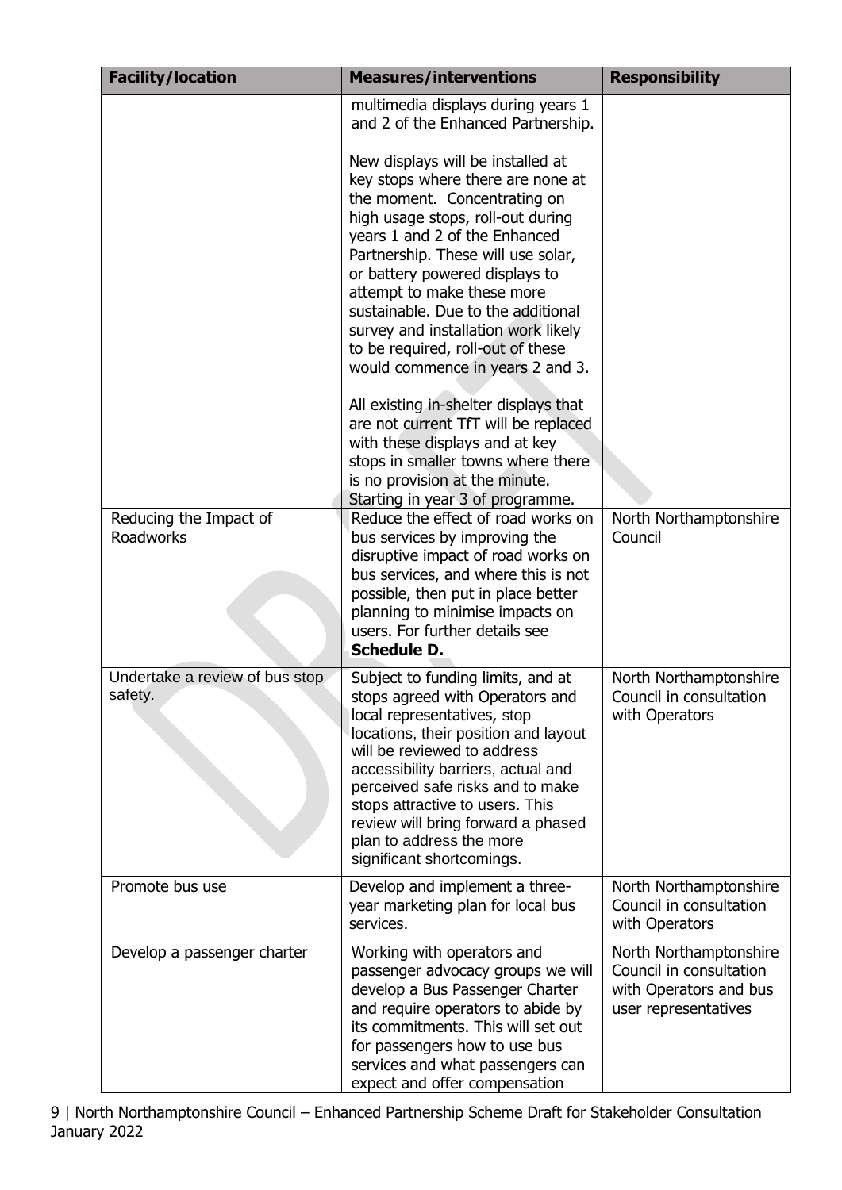| Facility/location | Measures/interventions | Responsibility |
|---|---|---|
| | multimedia displays during years 1 and 2 of the Enhanced Partnership.<br><br>New displays will be installed at key stops where there are none at the moment. Concentrating on high usage stops, roll-out during years 1 and 2 of the Enhanced Partnership. These will use solar, or battery powered displays to attempt to make these more sustainable. Due to the additional survey and installation work likely to be required, roll-out of these would commence in years 2 and 3.<br><br>All existing in-shelter displays that are not current TfT will be replaced with these displays and at key stops in smaller towns where there is no provision at the minute. Starting in year 3 of programme. | |
| Reducing the Impact of Roadworks | Reduce the effect of road works on bus services by improving the disruptive impact of road works on bus services, and where this is not possible, then put in place better planning to minimise impacts on users. For further details see **Schedule D.** | North Northamptonshire Council |
| Undertake a review of bus stop safety. | Subject to funding limits, and at stops agreed with Operators and local representatives, stop locations, their position and layout will be reviewed to address accessibility barriers, actual and perceived safe risks and to make stops attractive to users. This review will bring forward a phased plan to address the more significant shortcomings. | North Northamptonshire Council in consultation with Operators |
| Promote bus use | Develop and implement a three-year marketing plan for local bus services. | North Northamptonshire Council in consultation with Operators |
| Develop a passenger charter | Working with operators and passenger advocacy groups we will develop a Bus Passenger Charter and require operators to abide by its commitments. This will set out for passengers how to use bus services and what passengers can expect and offer compensation | North Northamptonshire Council in consultation with Operators and bus user representatives |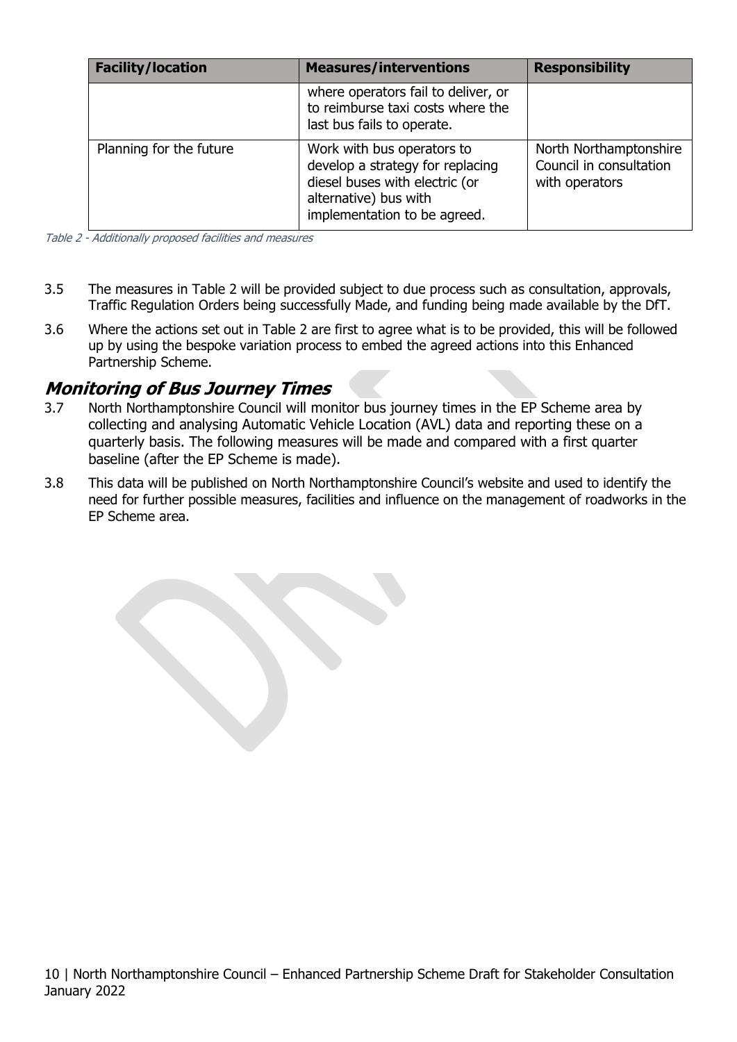| Facility/location | Measures/interventions | Responsibility |
|---|---|---|
| | where operators fail to deliver, or to reimburse taxi costs where the last bus fails to operate. | |
| Planning for the future | Work with bus operators to develop a strategy for replacing diesel buses with electric (or alternative) bus with implementation to be agreed. | North Northamptonshire Council in consultation with operators |

*Table 2 - Additionally proposed facilities and measures*

3.5 The measures in Table 2 will be provided subject to due process such as consultation, approvals, Traffic Regulation Orders being successfully Made, and funding being made available by the DfT.

3.6 Where the actions set out in Table 2 are first to agree what is to be provided, this will be followed up by using the bespoke variation process to embed the agreed actions into this Enhanced Partnership Scheme.

## *Monitoring of Bus Journey Times*

3.7 North Northamptonshire Council will monitor bus journey times in the EP Scheme area by collecting and analysing Automatic Vehicle Location (AVL) data and reporting these on a quarterly basis. The following measures will be made and compared with a first quarter baseline (after the EP Scheme is made).

3.8 This data will be published on North Northamptonshire Council's website and used to identify the need for further possible measures, facilities and influence on the management of roadworks in the EP Scheme area.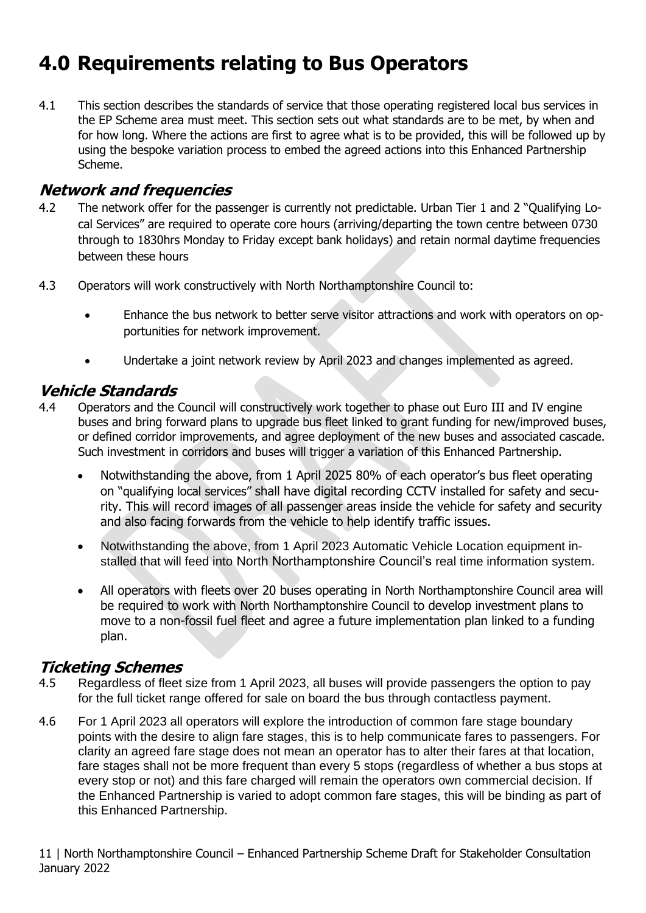# 4.0 Requirements relating to Bus Operators

4.1 This section describes the standards of service that those operating registered local bus services in the EP Scheme area must meet. This section sets out what standards are to be met, by when and for how long. Where the actions are first to agree what is to be provided, this will be followed up by using the bespoke variation process to embed the agreed actions into this Enhanced Partnership Scheme.

## *Network and frequencies*

4.2 The network offer for the passenger is currently not predictable. Urban Tier 1 and 2 "Qualifying Local Services" are required to operate core hours (arriving/departing the town centre between 0730 through to 1830hrs Monday to Friday except bank holidays) and retain normal daytime frequencies between these hours

4.3 Operators will work constructively with North Northamptonshire Council to:

- Enhance the bus network to better serve visitor attractions and work with operators on opportunities for network improvement.
- Undertake a joint network review by April 2023 and changes implemented as agreed.

## *Vehicle Standards*

4.4 Operators and the Council will constructively work together to phase out Euro III and IV engine buses and bring forward plans to upgrade bus fleet linked to grant funding for new/improved buses, or defined corridor improvements, and agree deployment of the new buses and associated cascade. Such investment in corridors and buses will trigger a variation of this Enhanced Partnership.

- Notwithstanding the above, from 1 April 2025 80% of each operator's bus fleet operating on "qualifying local services" shall have digital recording CCTV installed for safety and security. This will record images of all passenger areas inside the vehicle for safety and security and also facing forwards from the vehicle to help identify traffic issues.
- Notwithstanding the above, from 1 April 2023 Automatic Vehicle Location equipment installed that will feed into North Northamptonshire Council's real time information system.
- All operators with fleets over 20 buses operating in North Northamptonshire Council area will be required to work with North Northamptonshire Council to develop investment plans to move to a non-fossil fuel fleet and agree a future implementation plan linked to a funding plan.

## *Ticketing Schemes*

4.5 Regardless of fleet size from 1 April 2023, all buses will provide passengers the option to pay for the full ticket range offered for sale on board the bus through contactless payment.

4.6 For 1 April 2023 all operators will explore the introduction of common fare stage boundary points with the desire to align fare stages, this is to help communicate fares to passengers. For clarity an agreed fare stage does not mean an operator has to alter their fares at that location, fare stages shall not be more frequent than every 5 stops (regardless of whether a bus stops at every stop or not) and this fare charged will remain the operators own commercial decision. If the Enhanced Partnership is varied to adopt common fare stages, this will be binding as part of this Enhanced Partnership.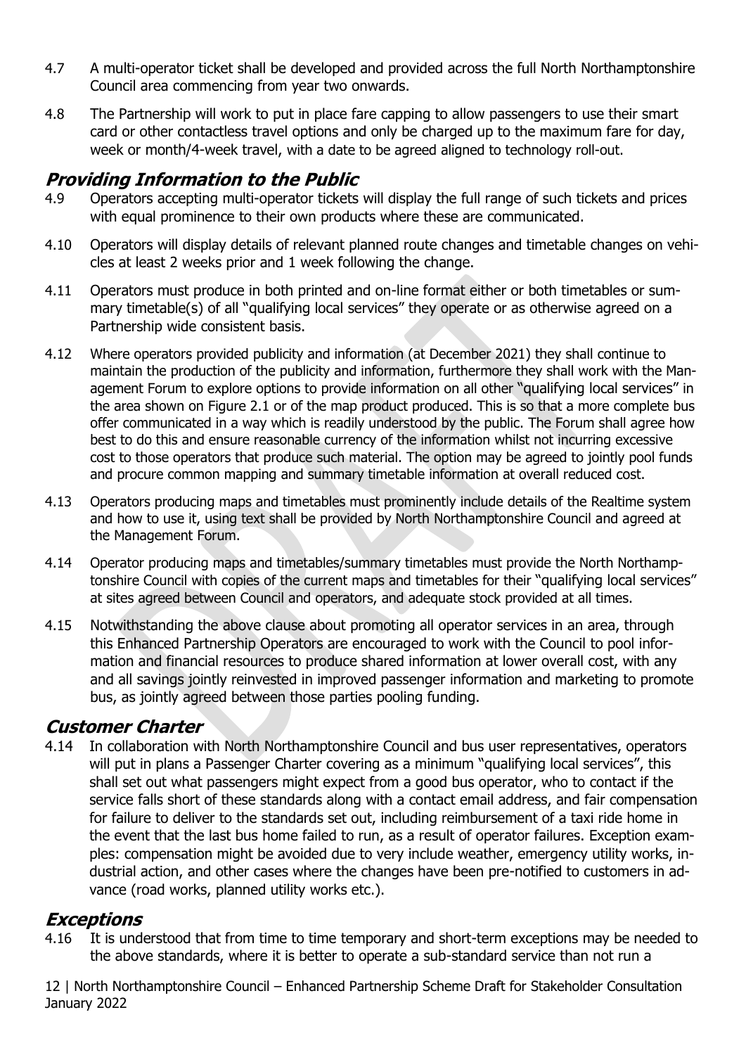4.7 A multi-operator ticket shall be developed and provided across the full North Northamptonshire Council area commencing from year two onwards.

4.8 The Partnership will work to put in place fare capping to allow passengers to use their smart card or other contactless travel options and only be charged up to the maximum fare for day, week or month/4-week travel, with a date to be agreed aligned to technology roll-out.

## *Providing Information to the Public*

4.9 Operators accepting multi-operator tickets will display the full range of such tickets and prices with equal prominence to their own products where these are communicated.

4.10 Operators will display details of relevant planned route changes and timetable changes on vehicles at least 2 weeks prior and 1 week following the change.

4.11 Operators must produce in both printed and on-line format either or both timetables or summary timetable(s) of all "qualifying local services" they operate or as otherwise agreed on a Partnership wide consistent basis.

4.12 Where operators provided publicity and information (at December 2021) they shall continue to maintain the production of the publicity and information, furthermore they shall work with the Management Forum to explore options to provide information on all other "qualifying local services" in the area shown on Figure 2.1 or of the map product produced. This is so that a more complete bus offer communicated in a way which is readily understood by the public. The Forum shall agree how best to do this and ensure reasonable currency of the information whilst not incurring excessive cost to those operators that produce such material. The option may be agreed to jointly pool funds and procure common mapping and summary timetable information at overall reduced cost.

4.13 Operators producing maps and timetables must prominently include details of the Realtime system and how to use it, using text shall be provided by North Northamptonshire Council and agreed at the Management Forum.

4.14 Operator producing maps and timetables/summary timetables must provide the North Northamptonshire Council with copies of the current maps and timetables for their "qualifying local services" at sites agreed between Council and operators, and adequate stock provided at all times.

4.15 Notwithstanding the above clause about promoting all operator services in an area, through this Enhanced Partnership Operators are encouraged to work with the Council to pool information and financial resources to produce shared information at lower overall cost, with any and all savings jointly reinvested in improved passenger information and marketing to promote bus, as jointly agreed between those parties pooling funding.

## *Customer Charter*

4.14 In collaboration with North Northamptonshire Council and bus user representatives, operators will put in plans a Passenger Charter covering as a minimum "qualifying local services", this shall set out what passengers might expect from a good bus operator, who to contact if the service falls short of these standards along with a contact email address, and fair compensation for failure to deliver to the standards set out, including reimbursement of a taxi ride home in the event that the last bus home failed to run, as a result of operator failures. Exception examples: compensation might be avoided due to very include weather, emergency utility works, industrial action, and other cases where the changes have been pre-notified to customers in advance (road works, planned utility works etc.).

## *Exceptions*

4.16 It is understood that from time to time temporary and short-term exceptions may be needed to the above standards, where it is better to operate a sub-standard service than not run a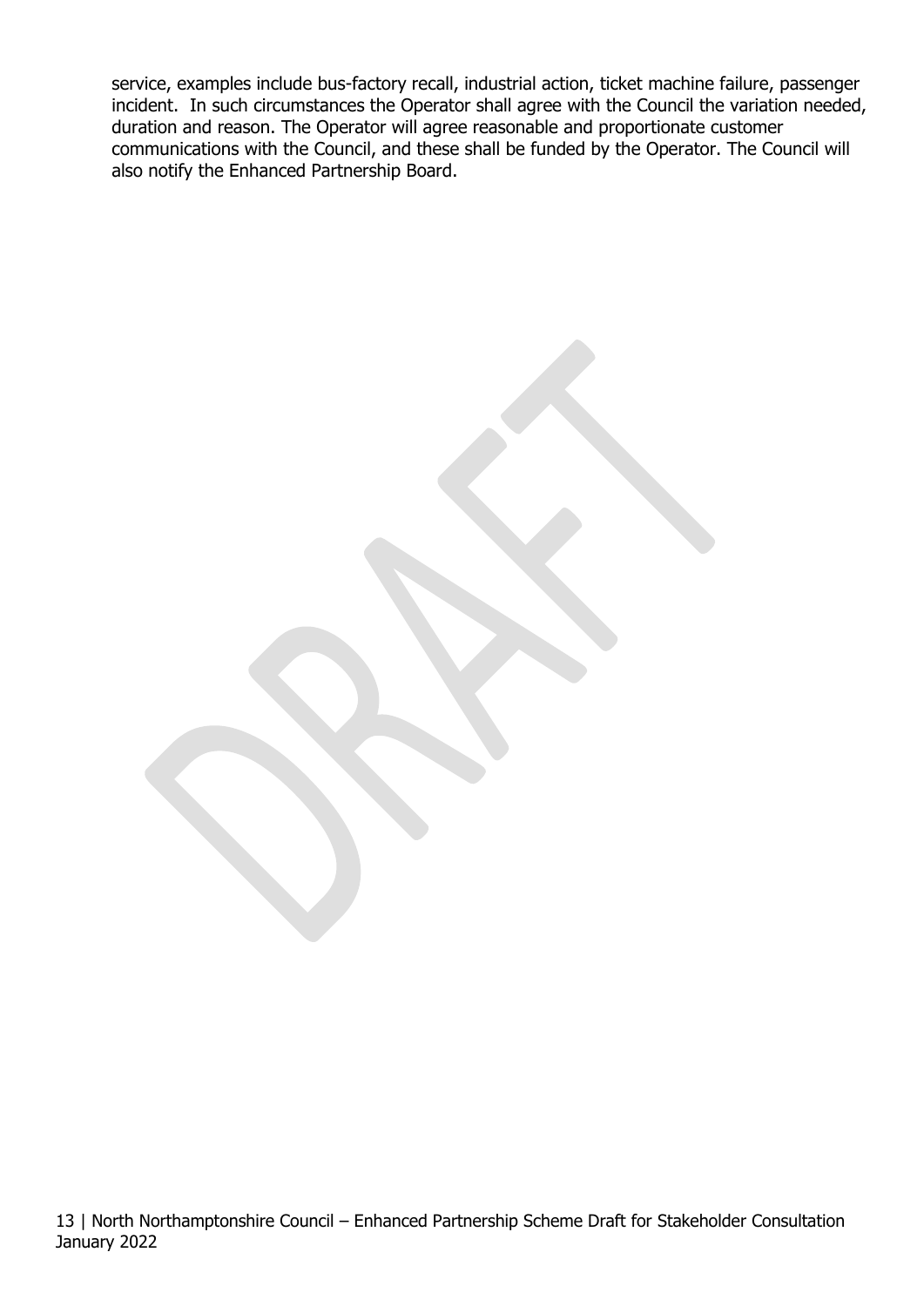service, examples include bus-factory recall, industrial action, ticket machine failure, passenger incident. In such circumstances the Operator shall agree with the Council the variation needed, duration and reason. The Operator will agree reasonable and proportionate customer communications with the Council, and these shall be funded by the Operator. The Council will also notify the Enhanced Partnership Board.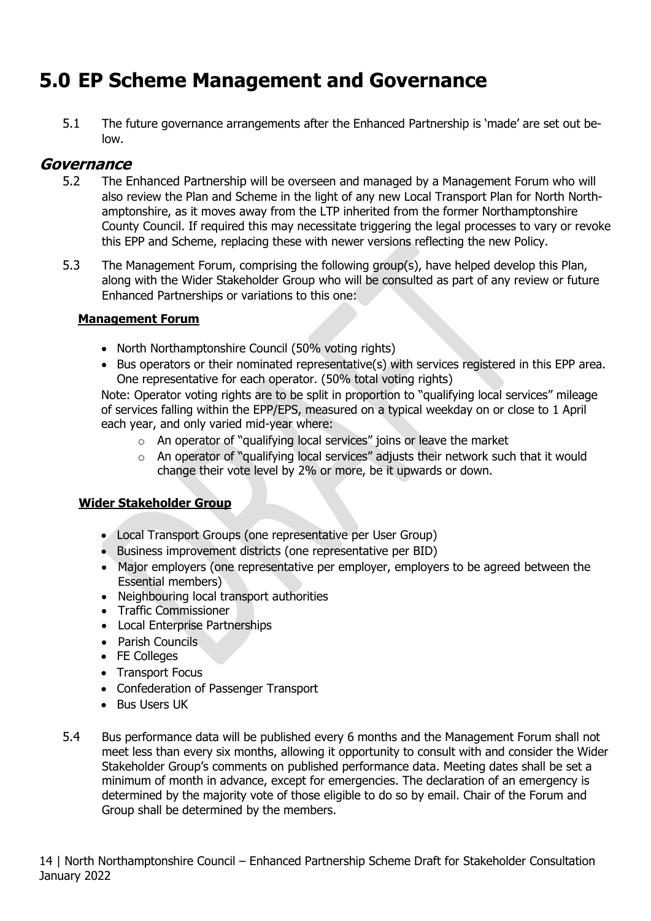# 5.0 EP Scheme Management and Governance

5.1 The future governance arrangements after the Enhanced Partnership is 'made' are set out below.

## *Governance*

5.2 The Enhanced Partnership will be overseen and managed by a Management Forum who will also review the Plan and Scheme in the light of any new Local Transport Plan for North Northamptonshire, as it moves away from the LTP inherited from the former Northamptonshire County Council. If required this may necessitate triggering the legal processes to vary or revoke this EPP and Scheme, replacing these with newer versions reflecting the new Policy.

5.3 The Management Forum, comprising the following group(s), have helped develop this Plan, along with the Wider Stakeholder Group who will be consulted as part of any review or future Enhanced Partnerships or variations to this one:

**Management Forum**

- North Northamptonshire Council (50% voting rights)
- Bus operators or their nominated representative(s) with services registered in this EPP area. One representative for each operator. (50% total voting rights)

Note: Operator voting rights are to be split in proportion to "qualifying local services" mileage of services falling within the EPP/EPS, measured on a typical weekday on or close to 1 April each year, and only varied mid-year where:

- An operator of "qualifying local services" joins or leave the market
- An operator of "qualifying local services" adjusts their network such that it would change their vote level by 2% or more, be it upwards or down.

**Wider Stakeholder Group**

- Local Transport Groups (one representative per User Group)
- Business improvement districts (one representative per BID)
- Major employers (one representative per employer, employers to be agreed between the Essential members)
- Neighbouring local transport authorities
- Traffic Commissioner
- Local Enterprise Partnerships
- Parish Councils
- FE Colleges
- Transport Focus
- Confederation of Passenger Transport
- Bus Users UK

5.4 Bus performance data will be published every 6 months and the Management Forum shall not meet less than every six months, allowing it opportunity to consult with and consider the Wider Stakeholder Group's comments on published performance data. Meeting dates shall be set a minimum of month in advance, except for emergencies. The declaration of an emergency is determined by the majority vote of those eligible to do so by email. Chair of the Forum and Group shall be determined by the members.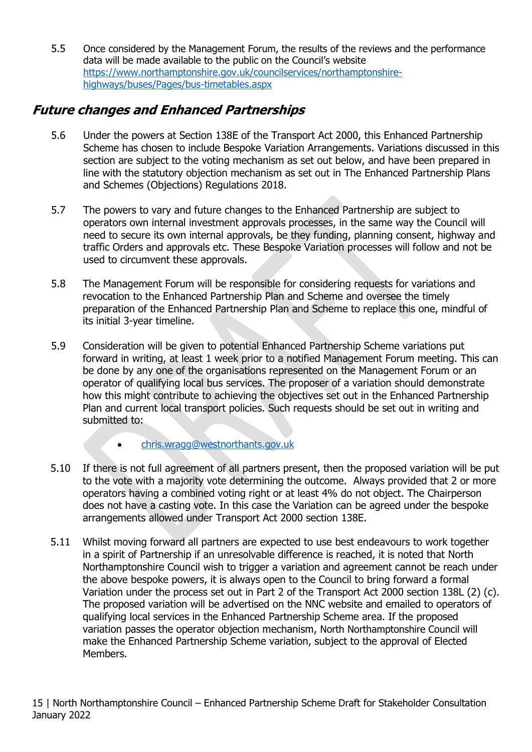5.5 Once considered by the Management Forum, the results of the reviews and the performance data will be made available to the public on the Council's website [https://www.northamptonshire.gov.uk/councilservices/northamptonshire-highways/buses/Pages/bus-timetables.aspx](https://www.northamptonshire.gov.uk/councilservices/northamptonshire-highways/buses/Pages/bus-timetables.aspx)

## *Future changes and Enhanced Partnerships*

5.6 Under the powers at Section 138E of the Transport Act 2000, this Enhanced Partnership Scheme has chosen to include Bespoke Variation Arrangements. Variations discussed in this section are subject to the voting mechanism as set out below, and have been prepared in line with the statutory objection mechanism as set out in The Enhanced Partnership Plans and Schemes (Objections) Regulations 2018.

5.7 The powers to vary and future changes to the Enhanced Partnership are subject to operators own internal investment approvals processes, in the same way the Council will need to secure its own internal approvals, be they funding, planning consent, highway and traffic Orders and approvals etc. These Bespoke Variation processes will follow and not be used to circumvent these approvals.

5.8 The Management Forum will be responsible for considering requests for variations and revocation to the Enhanced Partnership Plan and Scheme and oversee the timely preparation of the Enhanced Partnership Plan and Scheme to replace this one, mindful of its initial 3-year timeline.

5.9 Consideration will be given to potential Enhanced Partnership Scheme variations put forward in writing, at least 1 week prior to a notified Management Forum meeting. This can be done by any one of the organisations represented on the Management Forum or an operator of qualifying local bus services. The proposer of a variation should demonstrate how this might contribute to achieving the objectives set out in the Enhanced Partnership Plan and current local transport policies. Such requests should be set out in writing and submitted to:

- [chris.wragg@westnorthants.gov.uk](mailto:chris.wragg@westnorthants.gov.uk)

5.10 If there is not full agreement of all partners present, then the proposed variation will be put to the vote with a majority vote determining the outcome. Always provided that 2 or more operators having a combined voting right or at least 4% do not object. The Chairperson does not have a casting vote. In this case the Variation can be agreed under the bespoke arrangements allowed under Transport Act 2000 section 138E.

5.11 Whilst moving forward all partners are expected to use best endeavours to work together in a spirit of Partnership if an unresolvable difference is reached, it is noted that North Northamptonshire Council wish to trigger a variation and agreement cannot be reach under the above bespoke powers, it is always open to the Council to bring forward a formal Variation under the process set out in Part 2 of the Transport Act 2000 section 138L (2) (c). The proposed variation will be advertised on the NNC website and emailed to operators of qualifying local services in the Enhanced Partnership Scheme area. If the proposed variation passes the operator objection mechanism, North Northamptonshire Council will make the Enhanced Partnership Scheme variation, subject to the approval of Elected Members.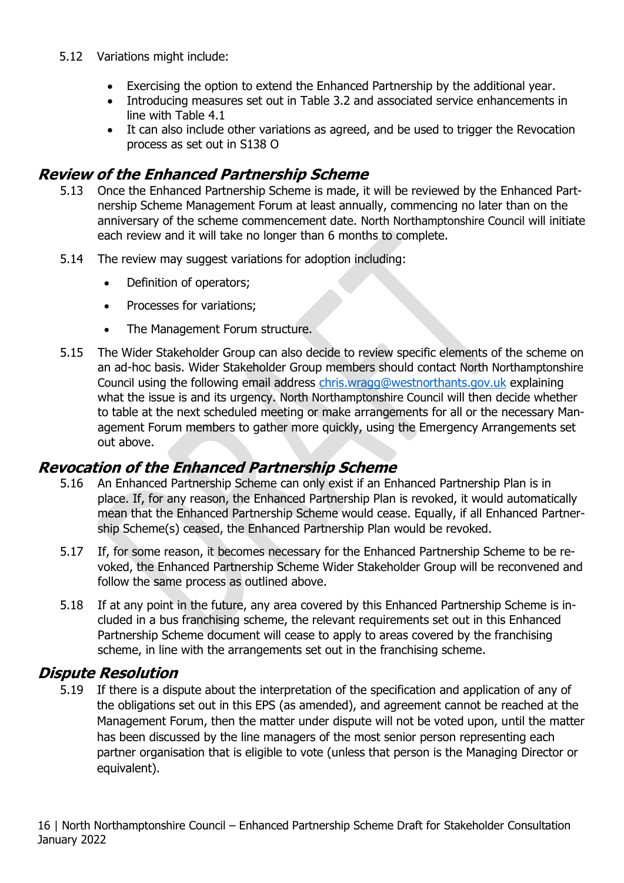5.12 Variations might include:

- Exercising the option to extend the Enhanced Partnership by the additional year.
- Introducing measures set out in Table 3.2 and associated service enhancements in line with Table 4.1
- It can also include other variations as agreed, and be used to trigger the Revocation process as set out in S138 O

## *Review of the Enhanced Partnership Scheme*

5.13 Once the Enhanced Partnership Scheme is made, it will be reviewed by the Enhanced Partnership Scheme Management Forum at least annually, commencing no later than on the anniversary of the scheme commencement date. North Northamptonshire Council will initiate each review and it will take no longer than 6 months to complete.

5.14 The review may suggest variations for adoption including:

- Definition of operators;
- Processes for variations;
- The Management Forum structure.

5.15 The Wider Stakeholder Group can also decide to review specific elements of the scheme on an ad-hoc basis. Wider Stakeholder Group members should contact North Northamptonshire Council using the following email address chris.wragg@westnorthants.gov.uk explaining what the issue is and its urgency. North Northamptonshire Council will then decide whether to table at the next scheduled meeting or make arrangements for all or the necessary Management Forum members to gather more quickly, using the Emergency Arrangements set out above.

## *Revocation of the Enhanced Partnership Scheme*

5.16 An Enhanced Partnership Scheme can only exist if an Enhanced Partnership Plan is in place. If, for any reason, the Enhanced Partnership Plan is revoked, it would automatically mean that the Enhanced Partnership Scheme would cease. Equally, if all Enhanced Partnership Scheme(s) ceased, the Enhanced Partnership Plan would be revoked.

5.17 If, for some reason, it becomes necessary for the Enhanced Partnership Scheme to be revoked, the Enhanced Partnership Scheme Wider Stakeholder Group will be reconvened and follow the same process as outlined above.

5.18 If at any point in the future, any area covered by this Enhanced Partnership Scheme is included in a bus franchising scheme, the relevant requirements set out in this Enhanced Partnership Scheme document will cease to apply to areas covered by the franchising scheme, in line with the arrangements set out in the franchising scheme.

## *Dispute Resolution*

5.19 If there is a dispute about the interpretation of the specification and application of any of the obligations set out in this EPS (as amended), and agreement cannot be reached at the Management Forum, then the matter under dispute will not be voted upon, until the matter has been discussed by the line managers of the most senior person representing each partner organisation that is eligible to vote (unless that person is the Managing Director or equivalent).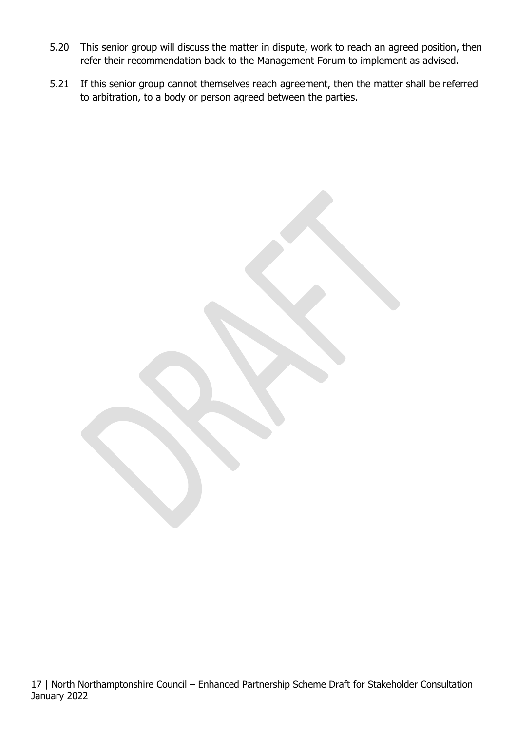5.20 This senior group will discuss the matter in dispute, work to reach an agreed position, then refer their recommendation back to the Management Forum to implement as advised.

5.21 If this senior group cannot themselves reach agreement, then the matter shall be referred to arbitration, to a body or person agreed between the parties.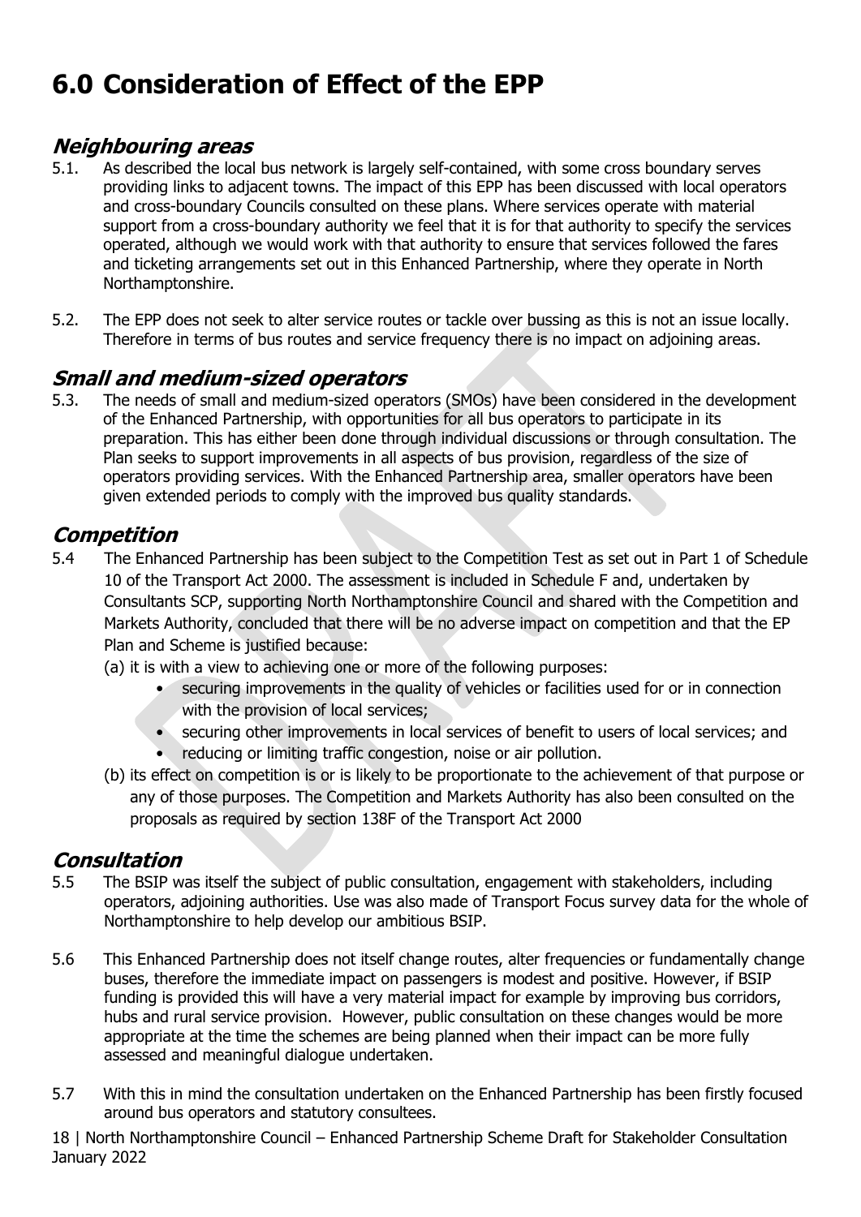# 6.0 Consideration of Effect of the EPP

## *Neighbouring areas*

5.1. As described the local bus network is largely self-contained, with some cross boundary serves providing links to adjacent towns. The impact of this EPP has been discussed with local operators and cross-boundary Councils consulted on these plans. Where services operate with material support from a cross-boundary authority we feel that it is for that authority to specify the services operated, although we would work with that authority to ensure that services followed the fares and ticketing arrangements set out in this Enhanced Partnership, where they operate in North Northamptonshire.

5.2. The EPP does not seek to alter service routes or tackle over bussing as this is not an issue locally. Therefore in terms of bus routes and service frequency there is no impact on adjoining areas.

## *Small and medium-sized operators*

5.3. The needs of small and medium-sized operators (SMOs) have been considered in the development of the Enhanced Partnership, with opportunities for all bus operators to participate in its preparation. This has either been done through individual discussions or through consultation. The Plan seeks to support improvements in all aspects of bus provision, regardless of the size of operators providing services. With the Enhanced Partnership area, smaller operators have been given extended periods to comply with the improved bus quality standards.

## *Competition*

5.4 The Enhanced Partnership has been subject to the Competition Test as set out in Part 1 of Schedule 10 of the Transport Act 2000. The assessment is included in Schedule F and, undertaken by Consultants SCP, supporting North Northamptonshire Council and shared with the Competition and Markets Authority, concluded that there will be no adverse impact on competition and that the EP Plan and Scheme is justified because:

(a) it is with a view to achieving one or more of the following purposes:

- securing improvements in the quality of vehicles or facilities used for or in connection with the provision of local services;
- securing other improvements in local services of benefit to users of local services; and
- reducing or limiting traffic congestion, noise or air pollution.

(b) its effect on competition is or is likely to be proportionate to the achievement of that purpose or any of those purposes. The Competition and Markets Authority has also been consulted on the proposals as required by section 138F of the Transport Act 2000

## *Consultation*

5.5 The BSIP was itself the subject of public consultation, engagement with stakeholders, including operators, adjoining authorities. Use was also made of Transport Focus survey data for the whole of Northamptonshire to help develop our ambitious BSIP.

5.6 This Enhanced Partnership does not itself change routes, alter frequencies or fundamentally change buses, therefore the immediate impact on passengers is modest and positive. However, if BSIP funding is provided this will have a very material impact for example by improving bus corridors, hubs and rural service provision. However, public consultation on these changes would be more appropriate at the time the schemes are being planned when their impact can be more fully assessed and meaningful dialogue undertaken.

5.7 With this in mind the consultation undertaken on the Enhanced Partnership has been firstly focused around bus operators and statutory consultees.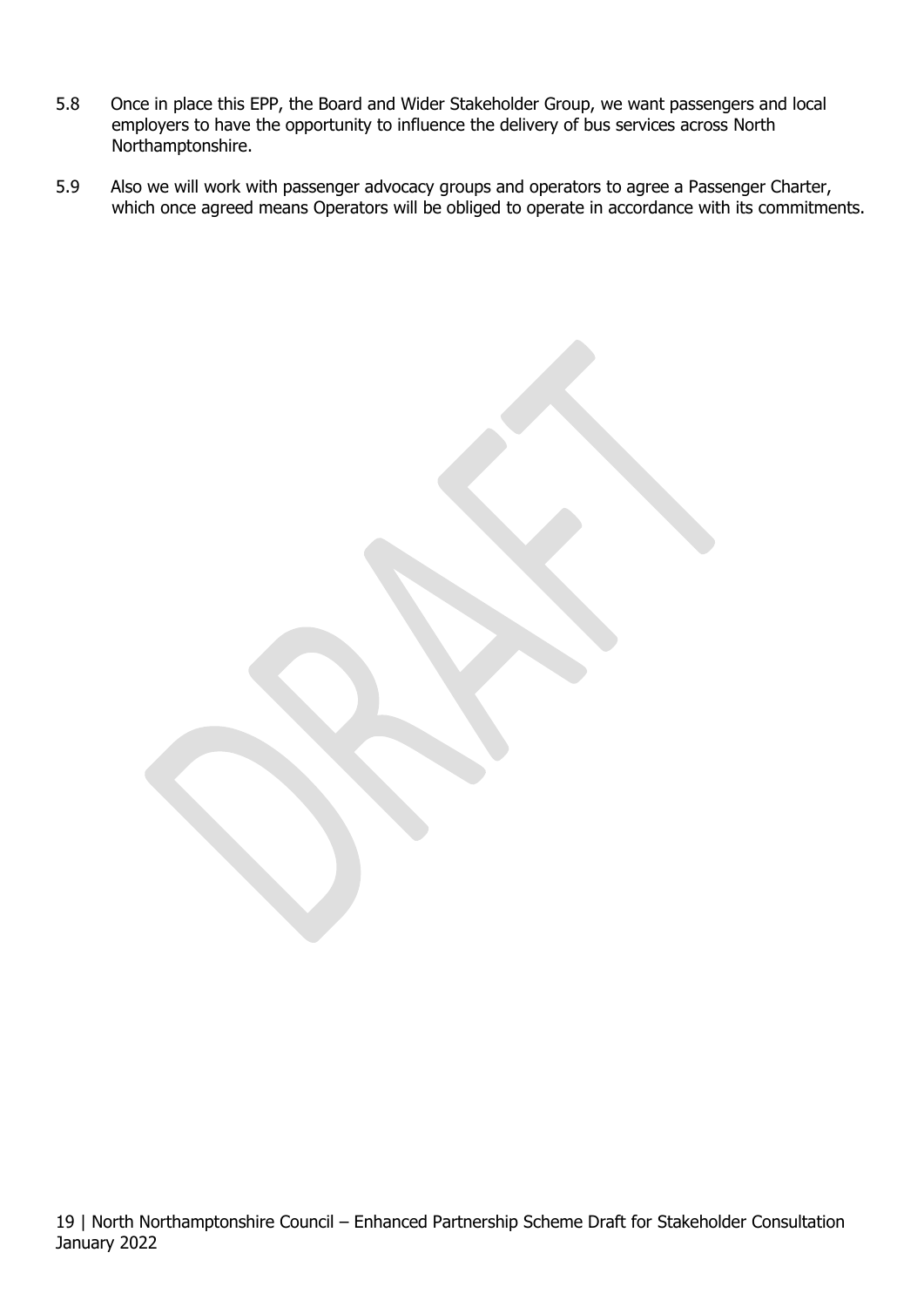5.8 Once in place this EPP, the Board and Wider Stakeholder Group, we want passengers and local employers to have the opportunity to influence the delivery of bus services across North Northamptonshire.

5.9 Also we will work with passenger advocacy groups and operators to agree a Passenger Charter, which once agreed means Operators will be obliged to operate in accordance with its commitments.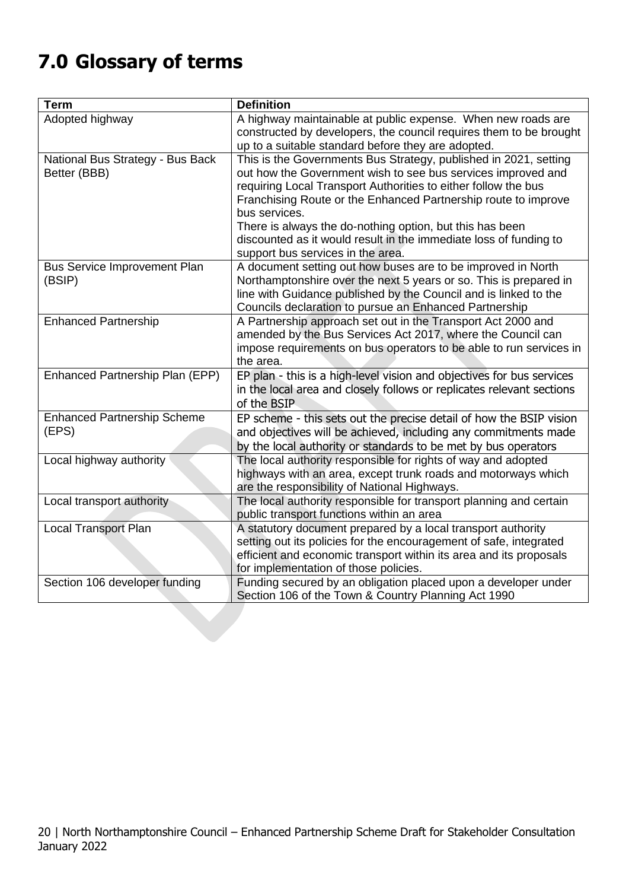# 7.0 Glossary of terms

| Term | Definition |
|---|---|
| Adopted highway | A highway maintainable at public expense. When new roads are constructed by developers, the council requires them to be brought up to a suitable standard before they are adopted. |
| National Bus Strategy - Bus Back Better (BBB) | This is the Governments Bus Strategy, published in 2021, setting out how the Government wish to see bus services improved and requiring Local Transport Authorities to either follow the bus Franchising Route or the Enhanced Partnership route to improve bus services.<br>There is always the do-nothing option, but this has been discounted as it would result in the immediate loss of funding to support bus services in the area. |
| Bus Service Improvement Plan (BSIP) | A document setting out how buses are to be improved in North Northamptonshire over the next 5 years or so. This is prepared in line with Guidance published by the Council and is linked to the Councils declaration to pursue an Enhanced Partnership |
| Enhanced Partnership | A Partnership approach set out in the Transport Act 2000 and amended by the Bus Services Act 2017, where the Council can impose requirements on bus operators to be able to run services in the area. |
| Enhanced Partnership Plan (EPP) | EP plan - this is a high-level vision and objectives for bus services in the local area and closely follows or replicates relevant sections of the BSIP |
| Enhanced Partnership Scheme (EPS) | EP scheme - this sets out the precise detail of how the BSIP vision and objectives will be achieved, including any commitments made by the local authority or standards to be met by bus operators |
| Local highway authority | The local authority responsible for rights of way and adopted highways with an area, except trunk roads and motorways which are the responsibility of National Highways. |
| Local transport authority | The local authority responsible for transport planning and certain public transport functions within an area |
| Local Transport Plan | A statutory document prepared by a local transport authority setting out its policies for the encouragement of safe, integrated efficient and economic transport within its area and its proposals for implementation of those policies. |
| Section 106 developer funding | Funding secured by an obligation placed upon a developer under Section 106 of the Town & Country Planning Act 1990 |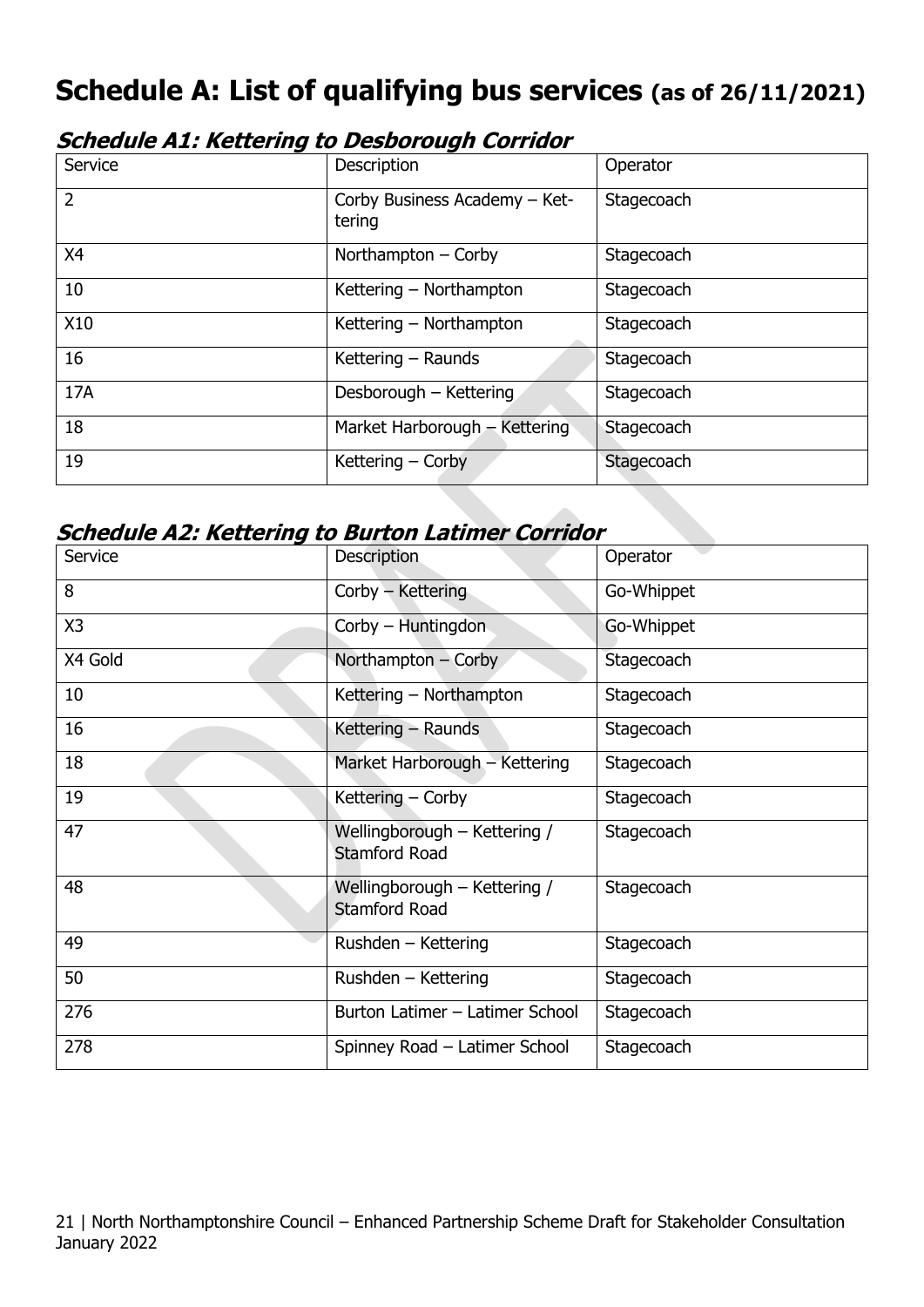# Schedule A: List of qualifying bus services (as of 26/11/2021)

### *Schedule A1: Kettering to Desborough Corridor*

| Service | Description | Operator |
|---|---|---|
| 2 | Corby Business Academy – Kettering | Stagecoach |
| X4 | Northampton – Corby | Stagecoach |
| 10 | Kettering – Northampton | Stagecoach |
| X10 | Kettering – Northampton | Stagecoach |
| 16 | Kettering – Raunds | Stagecoach |
| 17A | Desborough – Kettering | Stagecoach |
| 18 | Market Harborough – Kettering | Stagecoach |
| 19 | Kettering – Corby | Stagecoach |

### *Schedule A2: Kettering to Burton Latimer Corridor*

| Service | Description | Operator |
|---|---|---|
| 8 | Corby – Kettering | Go-Whippet |
| X3 | Corby – Huntingdon | Go-Whippet |
| X4 Gold | Northampton – Corby | Stagecoach |
| 10 | Kettering – Northampton | Stagecoach |
| 16 | Kettering – Raunds | Stagecoach |
| 18 | Market Harborough – Kettering | Stagecoach |
| 19 | Kettering – Corby | Stagecoach |
| 47 | Wellingborough – Kettering / Stamford Road | Stagecoach |
| 48 | Wellingborough – Kettering / Stamford Road | Stagecoach |
| 49 | Rushden – Kettering | Stagecoach |
| 50 | Rushden – Kettering | Stagecoach |
| 276 | Burton Latimer – Latimer School | Stagecoach |
| 278 | Spinney Road – Latimer School | Stagecoach |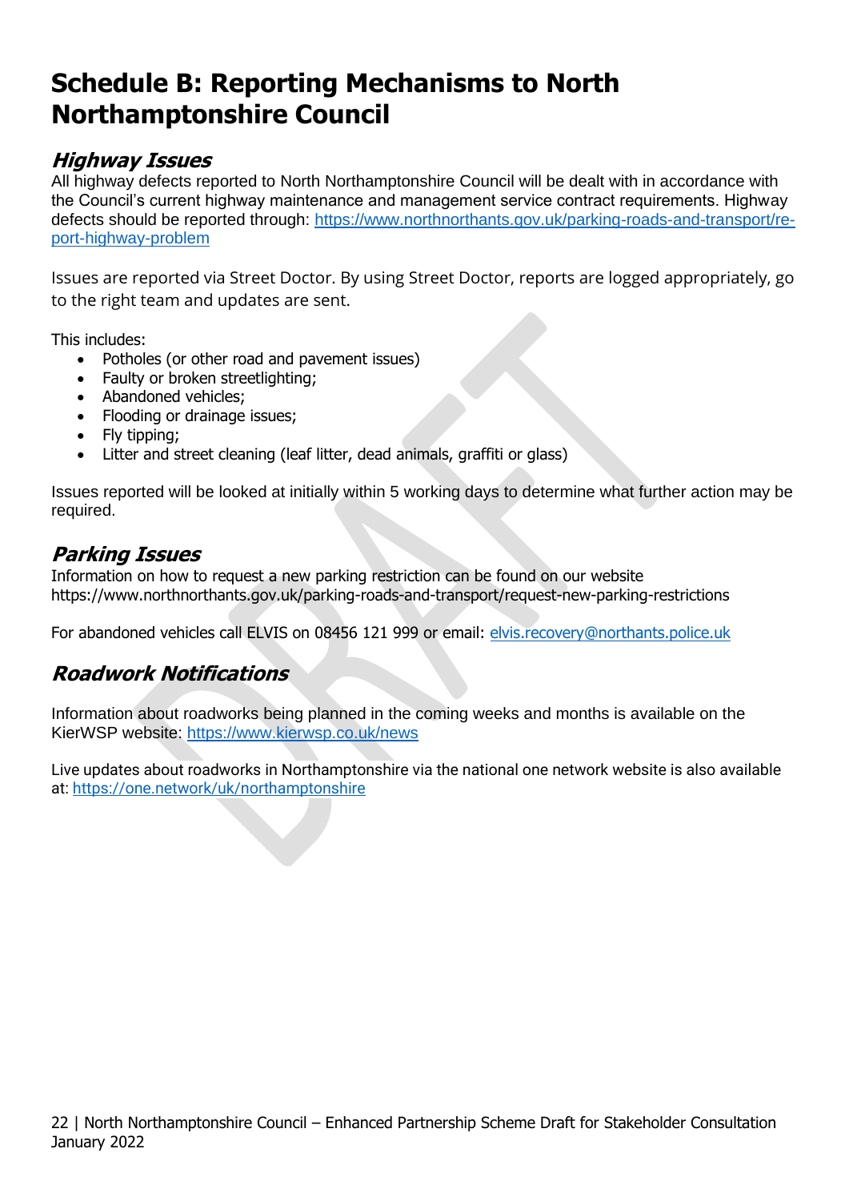# Schedule B: Reporting Mechanisms to North Northamptonshire Council

## *Highway Issues*

All highway defects reported to North Northamptonshire Council will be dealt with in accordance with the Council's current highway maintenance and management service contract requirements. Highway defects should be reported through: https://www.northnorthants.gov.uk/parking-roads-and-transport/report-highway-problem

Issues are reported via Street Doctor. By using Street Doctor, reports are logged appropriately, go to the right team and updates are sent.

This includes:

- Potholes (or other road and pavement issues)
- Faulty or broken streetlighting;
- Abandoned vehicles;
- Flooding or drainage issues;
- Fly tipping;
- Litter and street cleaning (leaf litter, dead animals, graffiti or glass)

Issues reported will be looked at initially within 5 working days to determine what further action may be required.

## *Parking Issues*

Information on how to request a new parking restriction can be found on our website https://www.northnorthants.gov.uk/parking-roads-and-transport/request-new-parking-restrictions

For abandoned vehicles call ELVIS on 08456 121 999 or email: elvis.recovery@northants.police.uk

## *Roadwork Notifications*

Information about roadworks being planned in the coming weeks and months is available on the KierWSP website: https://www.kierwsp.co.uk/news

Live updates about roadworks in Northamptonshire via the national one network website is also available at: https://one.network/uk/northamptonshire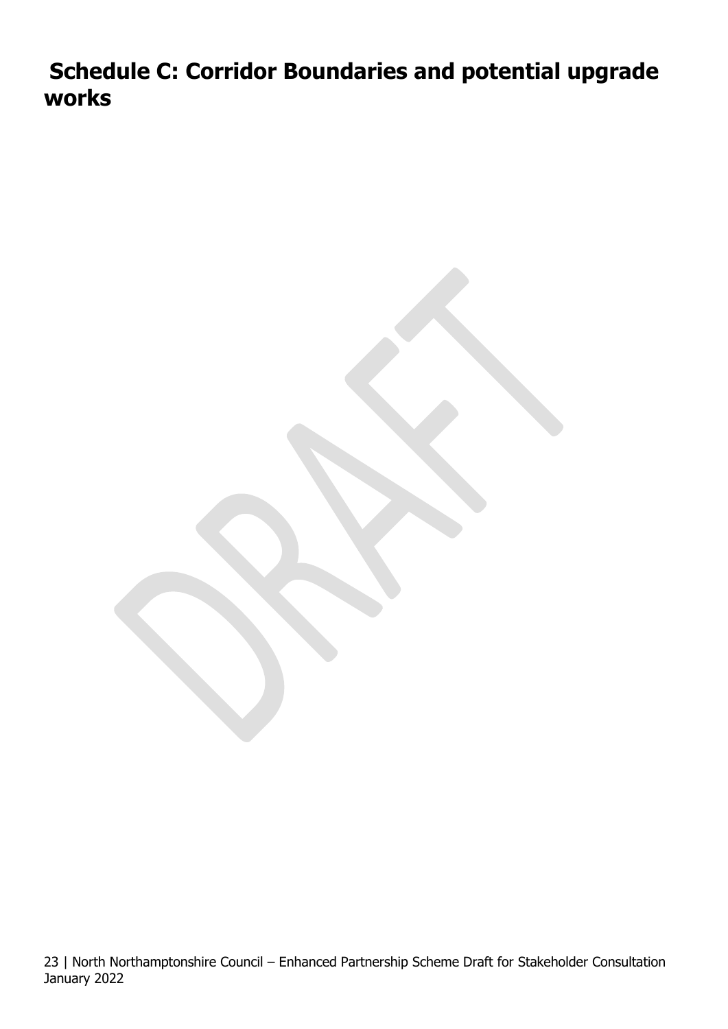# Schedule C: Corridor Boundaries and potential upgrade works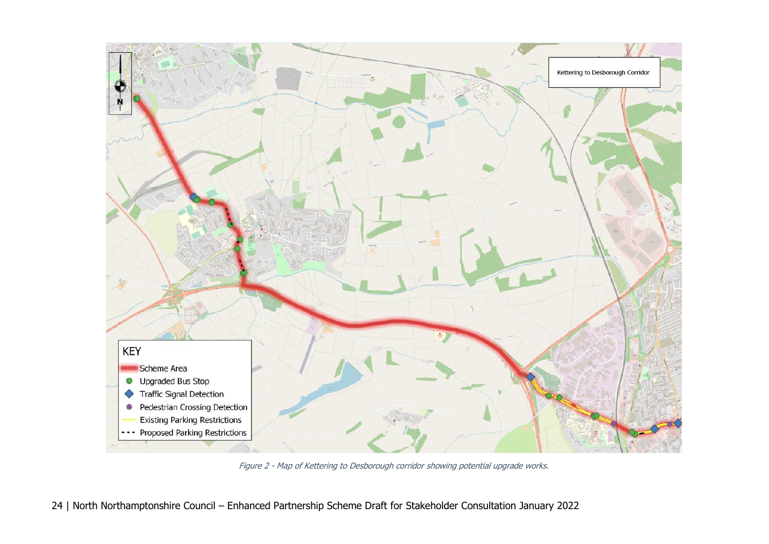Kettering to Desborough Corridor

KEY

- Scheme Area
- Upgraded Bus Stop
- Traffic Signal Detection
- Pedestrian Crossing Detection
- Existing Parking Restrictions
- Proposed Parking Restrictions

*Figure 2 - Map of Kettering to Desborough corridor showing potential upgrade works.*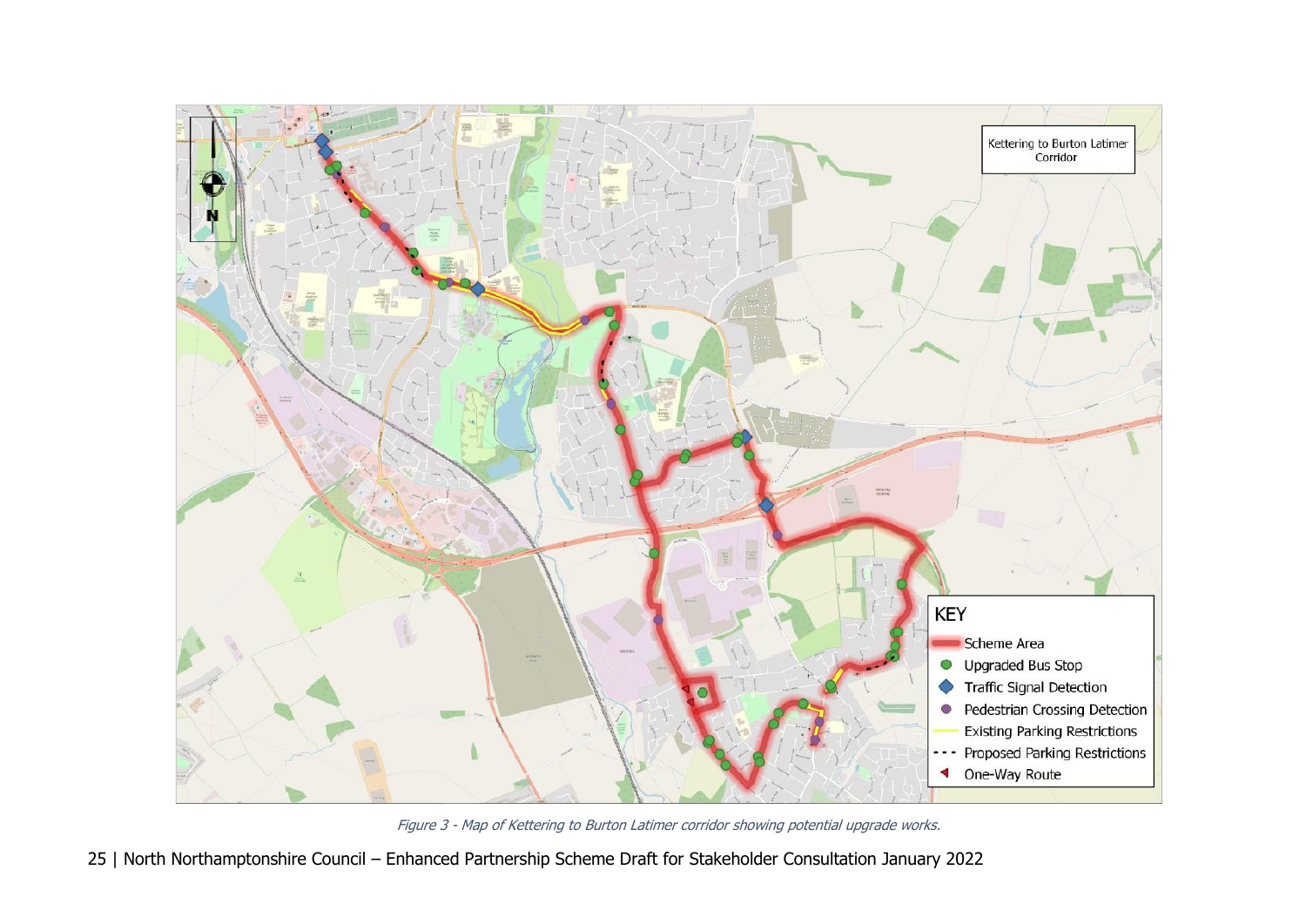Kettering to Burton Latimer Corridor

**KEY**

- Scheme Area
- Upgraded Bus Stop
- Traffic Signal Detection
- Pedestrian Crossing Detection
- Existing Parking Restrictions
- Proposed Parking Restrictions
- One-Way Route

*Figure 3 - Map of Kettering to Burton Latimer corridor showing potential upgrade works.*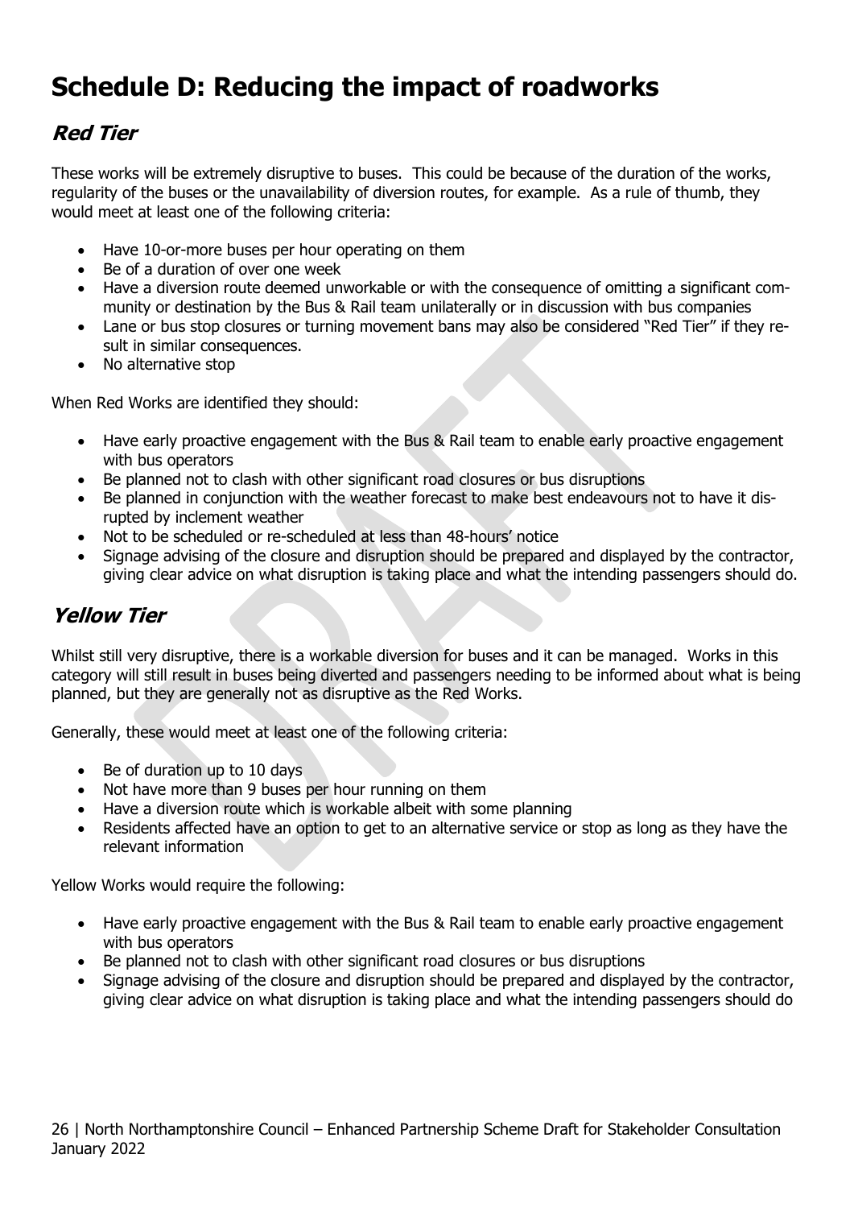# Schedule D: Reducing the impact of roadworks

## *Red Tier*

These works will be extremely disruptive to buses. This could be because of the duration of the works, regularity of the buses or the unavailability of diversion routes, for example. As a rule of thumb, they would meet at least one of the following criteria:

- Have 10-or-more buses per hour operating on them
- Be of a duration of over one week
- Have a diversion route deemed unworkable or with the consequence of omitting a significant community or destination by the Bus & Rail team unilaterally or in discussion with bus companies
- Lane or bus stop closures or turning movement bans may also be considered "Red Tier" if they result in similar consequences.
- No alternative stop

When Red Works are identified they should:

- Have early proactive engagement with the Bus & Rail team to enable early proactive engagement with bus operators
- Be planned not to clash with other significant road closures or bus disruptions
- Be planned in conjunction with the weather forecast to make best endeavours not to have it disrupted by inclement weather
- Not to be scheduled or re-scheduled at less than 48-hours' notice
- Signage advising of the closure and disruption should be prepared and displayed by the contractor, giving clear advice on what disruption is taking place and what the intending passengers should do.

## *Yellow Tier*

Whilst still very disruptive, there is a workable diversion for buses and it can be managed. Works in this category will still result in buses being diverted and passengers needing to be informed about what is being planned, but they are generally not as disruptive as the Red Works.

Generally, these would meet at least one of the following criteria:

- Be of duration up to 10 days
- Not have more than 9 buses per hour running on them
- Have a diversion route which is workable albeit with some planning
- Residents affected have an option to get to an alternative service or stop as long as they have the relevant information

Yellow Works would require the following:

- Have early proactive engagement with the Bus & Rail team to enable early proactive engagement with bus operators
- Be planned not to clash with other significant road closures or bus disruptions
- Signage advising of the closure and disruption should be prepared and displayed by the contractor, giving clear advice on what disruption is taking place and what the intending passengers should do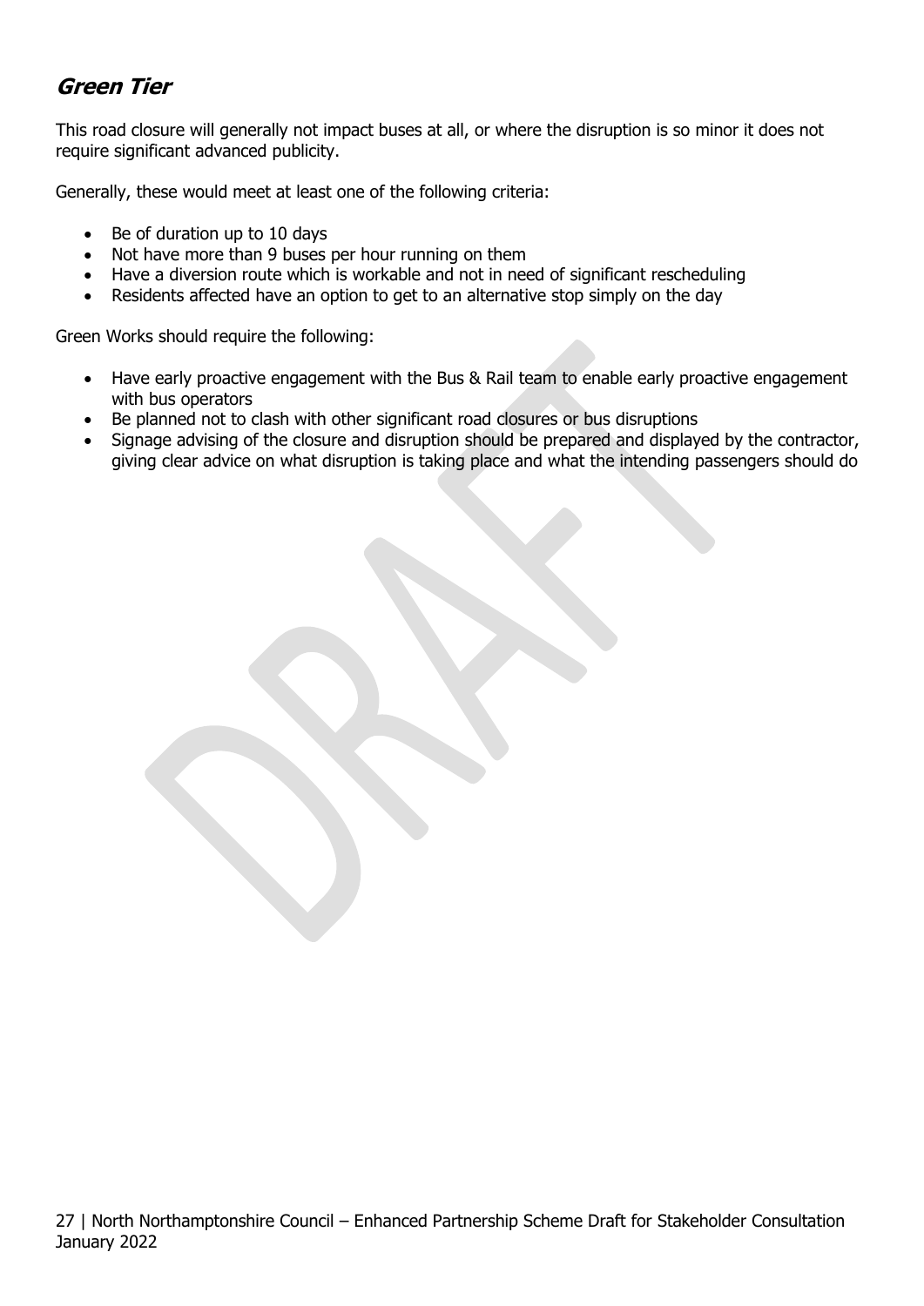## *Green Tier*

This road closure will generally not impact buses at all, or where the disruption is so minor it does not require significant advanced publicity.

Generally, these would meet at least one of the following criteria:

- Be of duration up to 10 days
- Not have more than 9 buses per hour running on them
- Have a diversion route which is workable and not in need of significant rescheduling
- Residents affected have an option to get to an alternative stop simply on the day

Green Works should require the following:

- Have early proactive engagement with the Bus & Rail team to enable early proactive engagement with bus operators
- Be planned not to clash with other significant road closures or bus disruptions
- Signage advising of the closure and disruption should be prepared and displayed by the contractor, giving clear advice on what disruption is taking place and what the intending passengers should do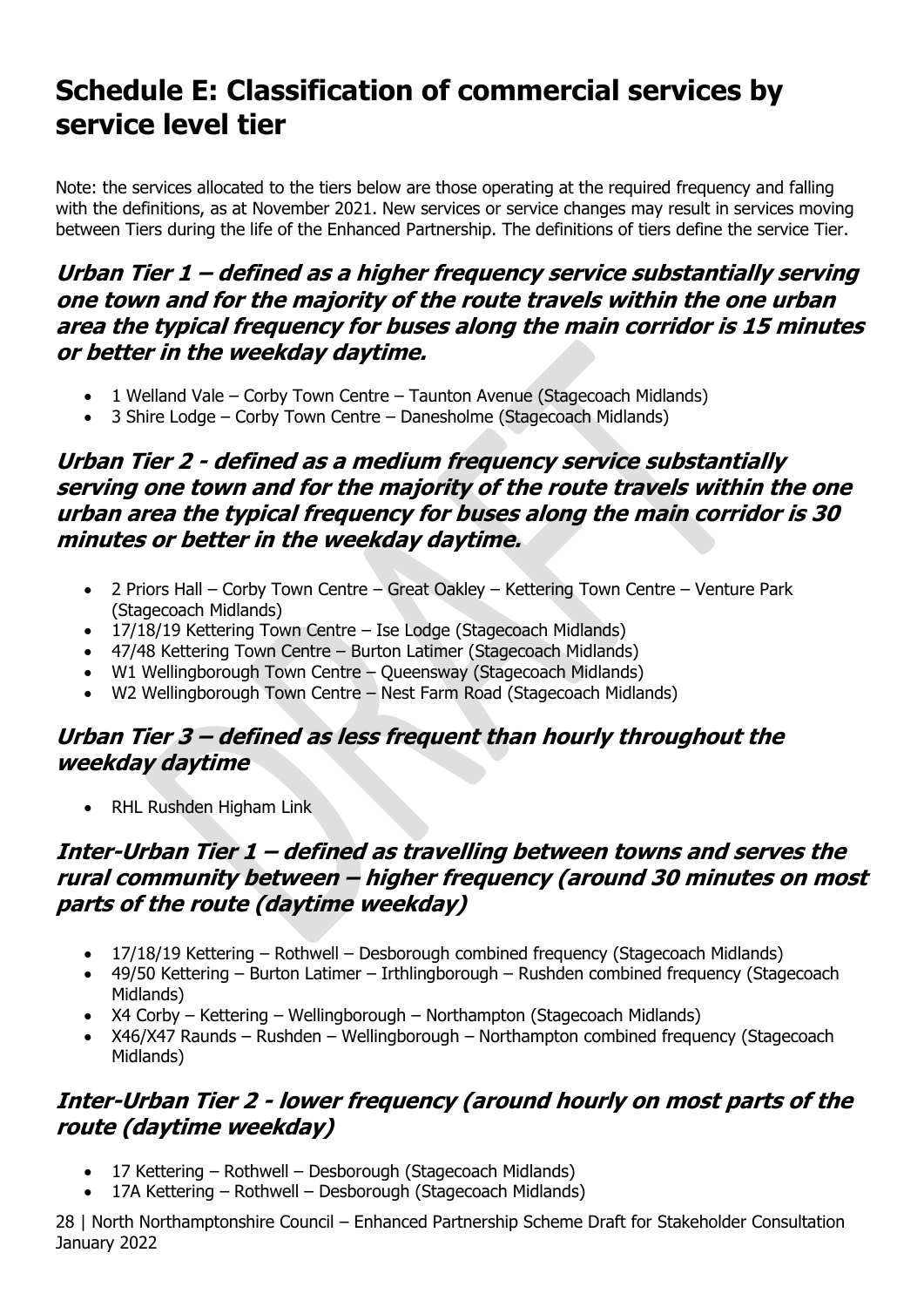# Schedule E: Classification of commercial services by service level tier

Note: the services allocated to the tiers below are those operating at the required frequency and falling with the definitions, as at November 2021. New services or service changes may result in services moving between Tiers during the life of the Enhanced Partnership. The definitions of tiers define the service Tier.

### *Urban Tier 1 – defined as a higher frequency service substantially serving one town and for the majority of the route travels within the one urban area the typical frequency for buses along the main corridor is 15 minutes or better in the weekday daytime.*

- 1 Welland Vale – Corby Town Centre – Taunton Avenue (Stagecoach Midlands)
- 3 Shire Lodge – Corby Town Centre – Danesholme (Stagecoach Midlands)

### *Urban Tier 2 - defined as a medium frequency service substantially serving one town and for the majority of the route travels within the one urban area the typical frequency for buses along the main corridor is 30 minutes or better in the weekday daytime.*

- 2 Priors Hall – Corby Town Centre – Great Oakley – Kettering Town Centre – Venture Park (Stagecoach Midlands)
- 17/18/19 Kettering Town Centre – Ise Lodge (Stagecoach Midlands)
- 47/48 Kettering Town Centre – Burton Latimer (Stagecoach Midlands)
- W1 Wellingborough Town Centre – Queensway (Stagecoach Midlands)
- W2 Wellingborough Town Centre – Nest Farm Road (Stagecoach Midlands)

### *Urban Tier 3 – defined as less frequent than hourly throughout the weekday daytime*

- RHL Rushden Higham Link

### *Inter-Urban Tier 1 – defined as travelling between towns and serves the rural community between – higher frequency (around 30 minutes on most parts of the route (daytime weekday)*

- 17/18/19 Kettering – Rothwell – Desborough combined frequency (Stagecoach Midlands)
- 49/50 Kettering – Burton Latimer – Irthlingborough – Rushden combined frequency (Stagecoach Midlands)
- X4 Corby – Kettering – Wellingborough – Northampton (Stagecoach Midlands)
- X46/X47 Raunds – Rushden – Wellingborough – Northampton combined frequency (Stagecoach Midlands)

### *Inter-Urban Tier 2 - lower frequency (around hourly on most parts of the route (daytime weekday)*

- 17 Kettering – Rothwell – Desborough (Stagecoach Midlands)
- 17A Kettering – Rothwell – Desborough (Stagecoach Midlands)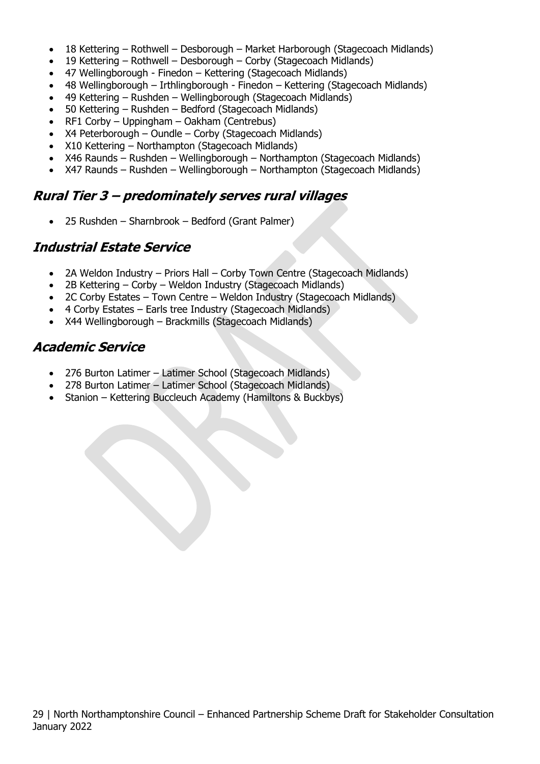- 18 Kettering – Rothwell – Desborough – Market Harborough (Stagecoach Midlands)
- 19 Kettering – Rothwell – Desborough – Corby (Stagecoach Midlands)
- 47 Wellingborough - Finedon – Kettering (Stagecoach Midlands)
- 48 Wellingborough – Irthlingborough - Finedon – Kettering (Stagecoach Midlands)
- 49 Kettering – Rushden – Wellingborough (Stagecoach Midlands)
- 50 Kettering – Rushden – Bedford (Stagecoach Midlands)
- RF1 Corby – Uppingham – Oakham (Centrebus)
- X4 Peterborough – Oundle – Corby (Stagecoach Midlands)
- X10 Kettering – Northampton (Stagecoach Midlands)
- X46 Raunds – Rushden – Wellingborough – Northampton (Stagecoach Midlands)
- X47 Raunds – Rushden – Wellingborough – Northampton (Stagecoach Midlands)

## *Rural Tier 3 – predominately serves rural villages*

- 25 Rushden – Sharnbrook – Bedford (Grant Palmer)

## *Industrial Estate Service*

- 2A Weldon Industry – Priors Hall – Corby Town Centre (Stagecoach Midlands)
- 2B Kettering – Corby – Weldon Industry (Stagecoach Midlands)
- 2C Corby Estates – Town Centre – Weldon Industry (Stagecoach Midlands)
- 4 Corby Estates – Earls tree Industry (Stagecoach Midlands)
- X44 Wellingborough – Brackmills (Stagecoach Midlands)

## *Academic Service*

- 276 Burton Latimer – Latimer School (Stagecoach Midlands)
- 278 Burton Latimer – Latimer School (Stagecoach Midlands)
- Stanion – Kettering Buccleuch Academy (Hamiltons & Buckbys)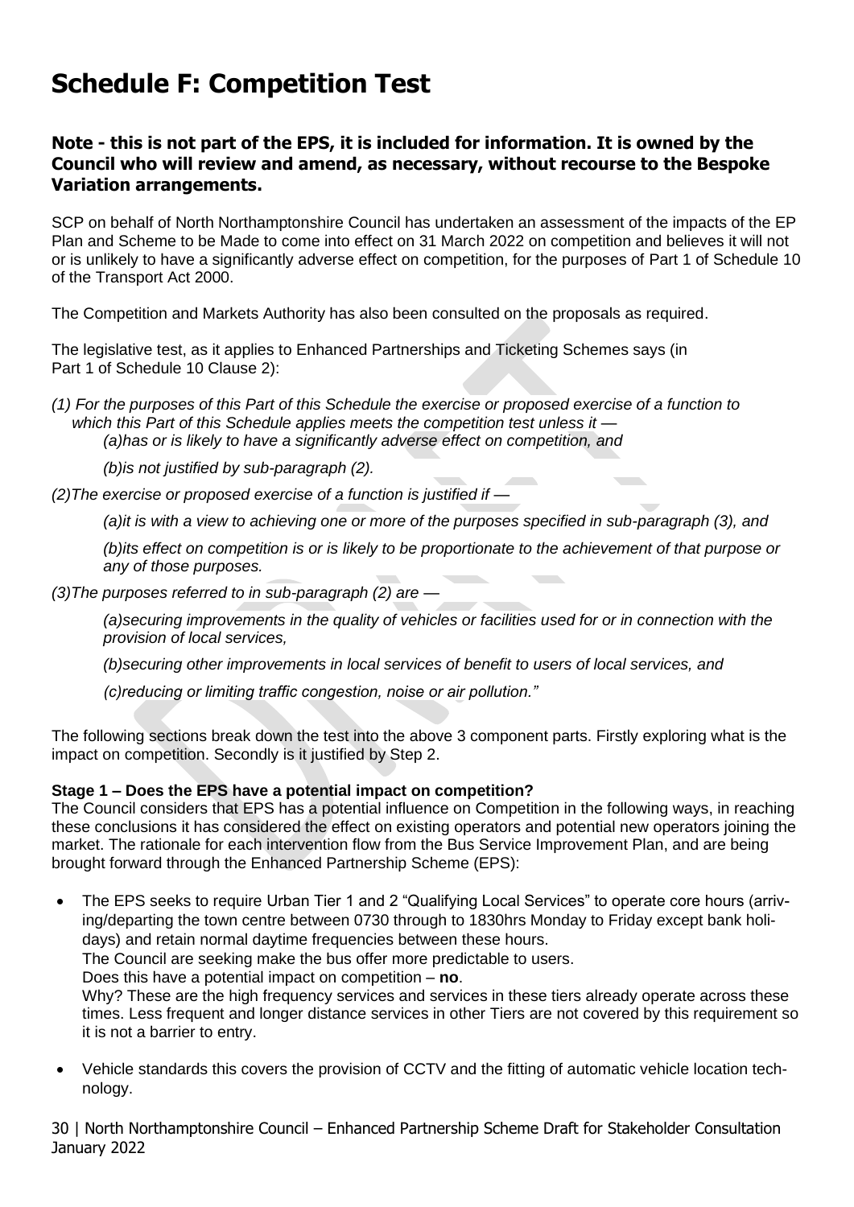# Schedule F: Competition Test

### Note - this is not part of the EPS, it is included for information. It is owned by the Council who will review and amend, as necessary, without recourse to the Bespoke Variation arrangements.

SCP on behalf of North Northamptonshire Council has undertaken an assessment of the impacts of the EP Plan and Scheme to be Made to come into effect on 31 March 2022 on competition and believes it will not or is unlikely to have a significantly adverse effect on competition, for the purposes of Part 1 of Schedule 10 of the Transport Act 2000.

The Competition and Markets Authority has also been consulted on the proposals as required.

The legislative test, as it applies to Enhanced Partnerships and Ticketing Schemes says (in Part 1 of Schedule 10 Clause 2):

*(1) For the purposes of this Part of this Schedule the exercise or proposed exercise of a function to which this Part of this Schedule applies meets the competition test unless it —*

*(a)has or is likely to have a significantly adverse effect on competition, and*

*(b)is not justified by sub-paragraph (2).*

*(2)The exercise or proposed exercise of a function is justified if —*

*(a)it is with a view to achieving one or more of the purposes specified in sub-paragraph (3), and*

*(b)its effect on competition is or is likely to be proportionate to the achievement of that purpose or any of those purposes.*

*(3)The purposes referred to in sub-paragraph (2) are —*

*(a)securing improvements in the quality of vehicles or facilities used for or in connection with the provision of local services,*

*(b)securing other improvements in local services of benefit to users of local services, and*

*(c)reducing or limiting traffic congestion, noise or air pollution."*

The following sections break down the test into the above 3 component parts. Firstly exploring what is the impact on competition. Secondly is it justified by Step 2.

**Stage 1 – Does the EPS have a potential impact on competition?**

The Council considers that EPS has a potential influence on Competition in the following ways, in reaching these conclusions it has considered the effect on existing operators and potential new operators joining the market. The rationale for each intervention flow from the Bus Service Improvement Plan, and are being brought forward through the Enhanced Partnership Scheme (EPS):

- The EPS seeks to require Urban Tier 1 and 2 "Qualifying Local Services" to operate core hours (arriving/departing the town centre between 0730 through to 1830hrs Monday to Friday except bank holidays) and retain normal daytime frequencies between these hours.
  The Council are seeking make the bus offer more predictable to users.
  Does this have a potential impact on competition – **no**.
  Why? These are the high frequency services and services in these tiers already operate across these times. Less frequent and longer distance services in other Tiers are not covered by this requirement so it is not a barrier to entry.
- Vehicle standards this covers the provision of CCTV and the fitting of automatic vehicle location technology.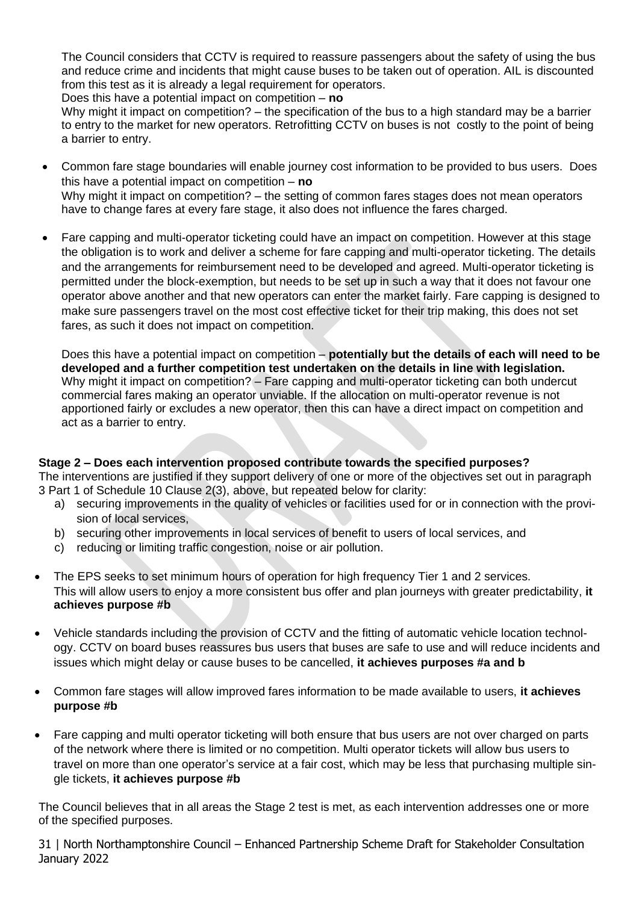The Council considers that CCTV is required to reassure passengers about the safety of using the bus and reduce crime and incidents that might cause buses to be taken out of operation. AIL is discounted from this test as it is already a legal requirement for operators.
Does this have a potential impact on competition – **no**
Why might it impact on competition? – the specification of the bus to a high standard may be a barrier to entry to the market for new operators. Retrofitting CCTV on buses is not costly to the point of being a barrier to entry.

- Common fare stage boundaries will enable journey cost information to be provided to bus users. Does this have a potential impact on competition – **no**
  Why might it impact on competition? – the setting of common fares stages does not mean operators have to change fares at every fare stage, it also does not influence the fares charged.

- Fare capping and multi-operator ticketing could have an impact on competition. However at this stage the obligation is to work and deliver a scheme for fare capping and multi-operator ticketing. The details and the arrangements for reimbursement need to be developed and agreed. Multi-operator ticketing is permitted under the block-exemption, but needs to be set up in such a way that it does not favour one operator above another and that new operators can enter the market fairly. Fare capping is designed to make sure passengers travel on the most cost effective ticket for their trip making, this does not set fares, as such it does not impact on competition.

  Does this have a potential impact on competition – **potentially but the details of each will need to be developed and a further competition test undertaken on the details in line with legislation.**
  Why might it impact on competition? – Fare capping and multi-operator ticketing can both undercut commercial fares making an operator unviable. If the allocation on multi-operator revenue is not apportioned fairly or excludes a new operator, then this can have a direct impact on competition and act as a barrier to entry.

**Stage 2 – Does each intervention proposed contribute towards the specified purposes?**
The interventions are justified if they support delivery of one or more of the objectives set out in paragraph 3 Part 1 of Schedule 10 Clause 2(3), above, but repeated below for clarity:

a) securing improvements in the quality of vehicles or facilities used for or in connection with the provision of local services,
b) securing other improvements in local services of benefit to users of local services, and
c) reducing or limiting traffic congestion, noise or air pollution.

- The EPS seeks to set minimum hours of operation for high frequency Tier 1 and 2 services. This will allow users to enjoy a more consistent bus offer and plan journeys with greater predictability, **it achieves purpose #b**

- Vehicle standards including the provision of CCTV and the fitting of automatic vehicle location technology. CCTV on board buses reassures bus users that buses are safe to use and will reduce incidents and issues which might delay or cause buses to be cancelled, **it achieves purposes #a and b**

- Common fare stages will allow improved fares information to be made available to users, **it achieves purpose #b**

- Fare capping and multi operator ticketing will both ensure that bus users are not over charged on parts of the network where there is limited or no competition. Multi operator tickets will allow bus users to travel on more than one operator's service at a fair cost, which may be less that purchasing multiple single tickets, **it achieves purpose #b**

The Council believes that in all areas the Stage 2 test is met, as each intervention addresses one or more of the specified purposes.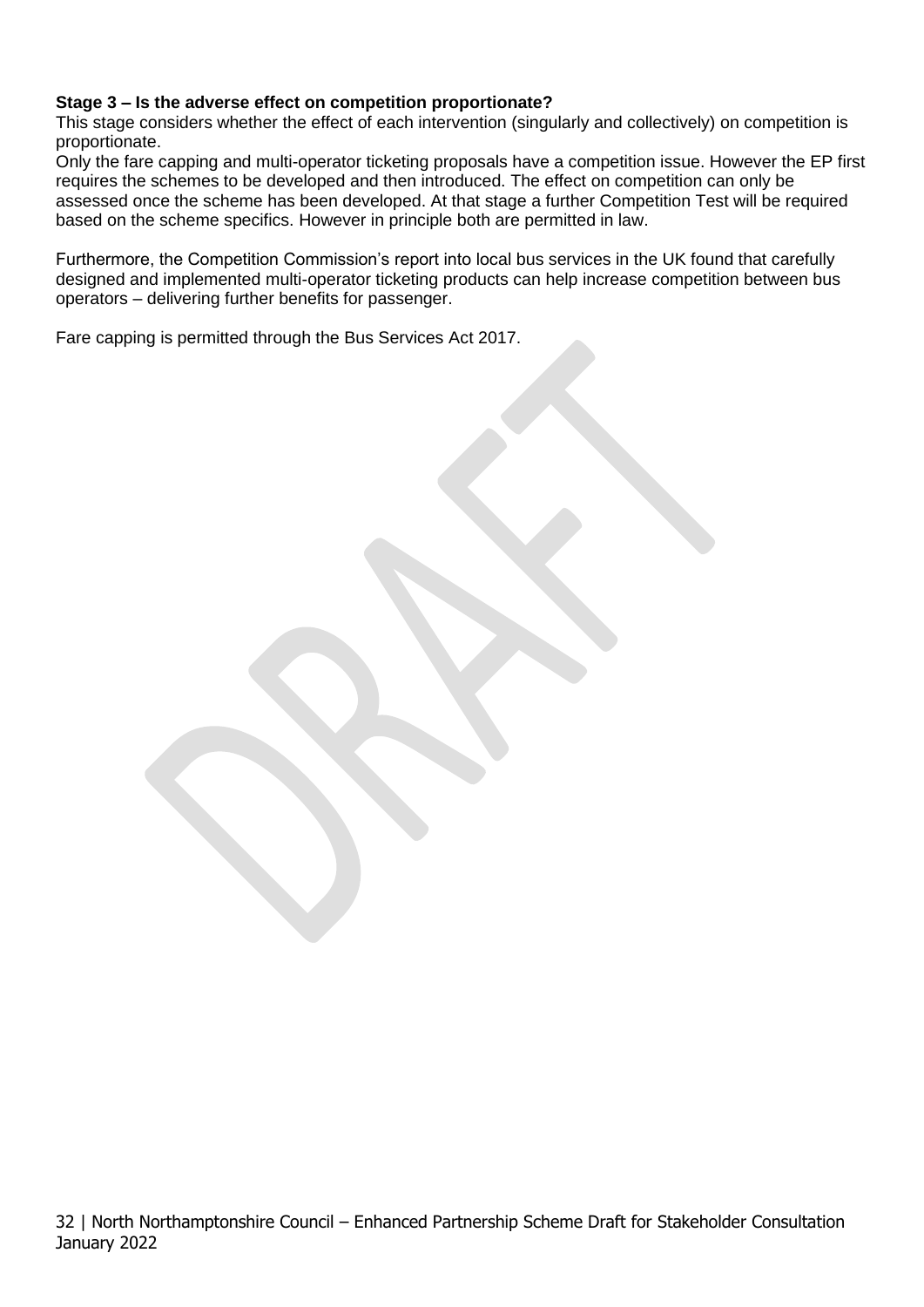**Stage 3 – Is the adverse effect on competition proportionate?**

This stage considers whether the effect of each intervention (singularly and collectively) on competition is proportionate.

Only the fare capping and multi-operator ticketing proposals have a competition issue. However the EP first requires the schemes to be developed and then introduced. The effect on competition can only be assessed once the scheme has been developed. At that stage a further Competition Test will be required based on the scheme specifics. However in principle both are permitted in law.

Furthermore, the Competition Commission's report into local bus services in the UK found that carefully designed and implemented multi-operator ticketing products can help increase competition between bus operators – delivering further benefits for passenger.

Fare capping is permitted through the Bus Services Act 2017.